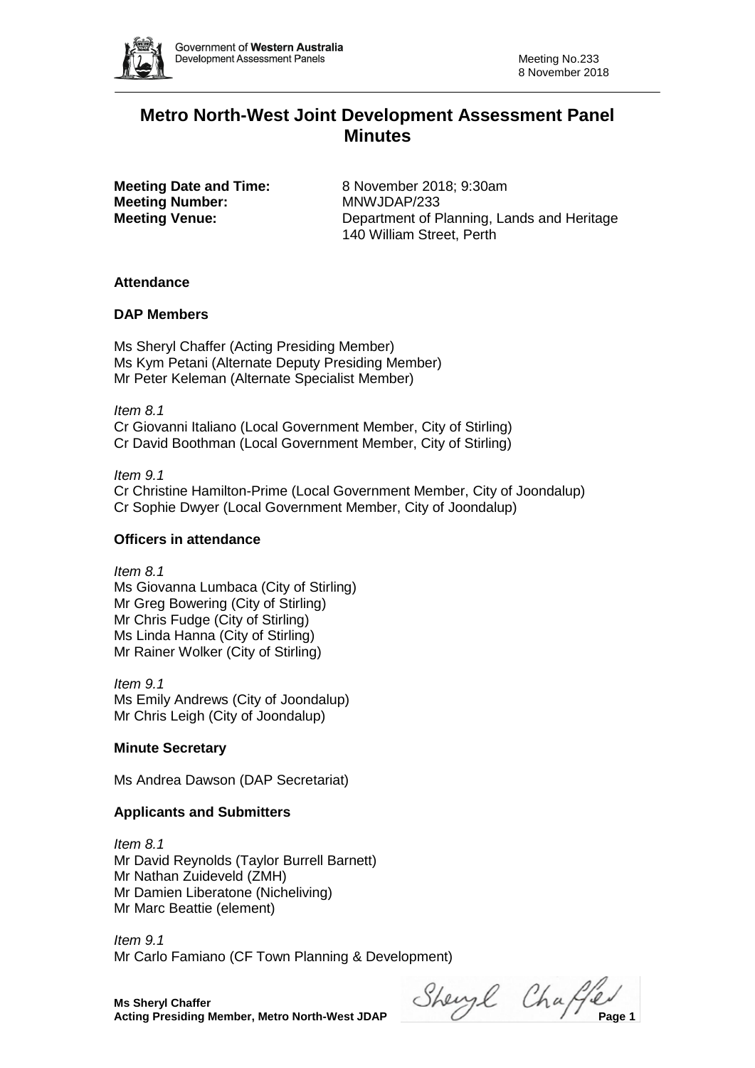# Metro North-West Joint Development Assessment Panel Minutes

**Meeting Date and Time:** 8 November 2018; 9:30am
**Meeting Number:** MNWJDAP/233
**Meeting Venue:** Department of Planning, Lands and Heritage
140 William Street, Perth

### Attendance

### DAP Members

Ms Sheryl Chaffer (Acting Presiding Member)
Ms Kym Petani (Alternate Deputy Presiding Member)
Mr Peter Keleman (Alternate Specialist Member)

*Item 8.1*
Cr Giovanni Italiano (Local Government Member, City of Stirling)
Cr David Boothman (Local Government Member, City of Stirling)

*Item 9.1*
Cr Christine Hamilton-Prime (Local Government Member, City of Joondalup)
Cr Sophie Dwyer (Local Government Member, City of Joondalup)

### Officers in attendance

*Item 8.1*
Ms Giovanna Lumbaca (City of Stirling)
Mr Greg Bowering (City of Stirling)
Mr Chris Fudge (City of Stirling)
Ms Linda Hanna (City of Stirling)
Mr Rainer Wolker (City of Stirling)

*Item 9.1*
Ms Emily Andrews (City of Joondalup)
Mr Chris Leigh (City of Joondalup)

### Minute Secretary

Ms Andrea Dawson (DAP Secretariat)

### Applicants and Submitters

*Item 8.1*
Mr David Reynolds (Taylor Burrell Barnett)
Mr Nathan Zuideveld (ZMH)
Mr Damien Liberatone (Nicheliving)
Mr Marc Beattie (element)

*Item 9.1*
Mr Carlo Famiano (CF Town Planning & Development)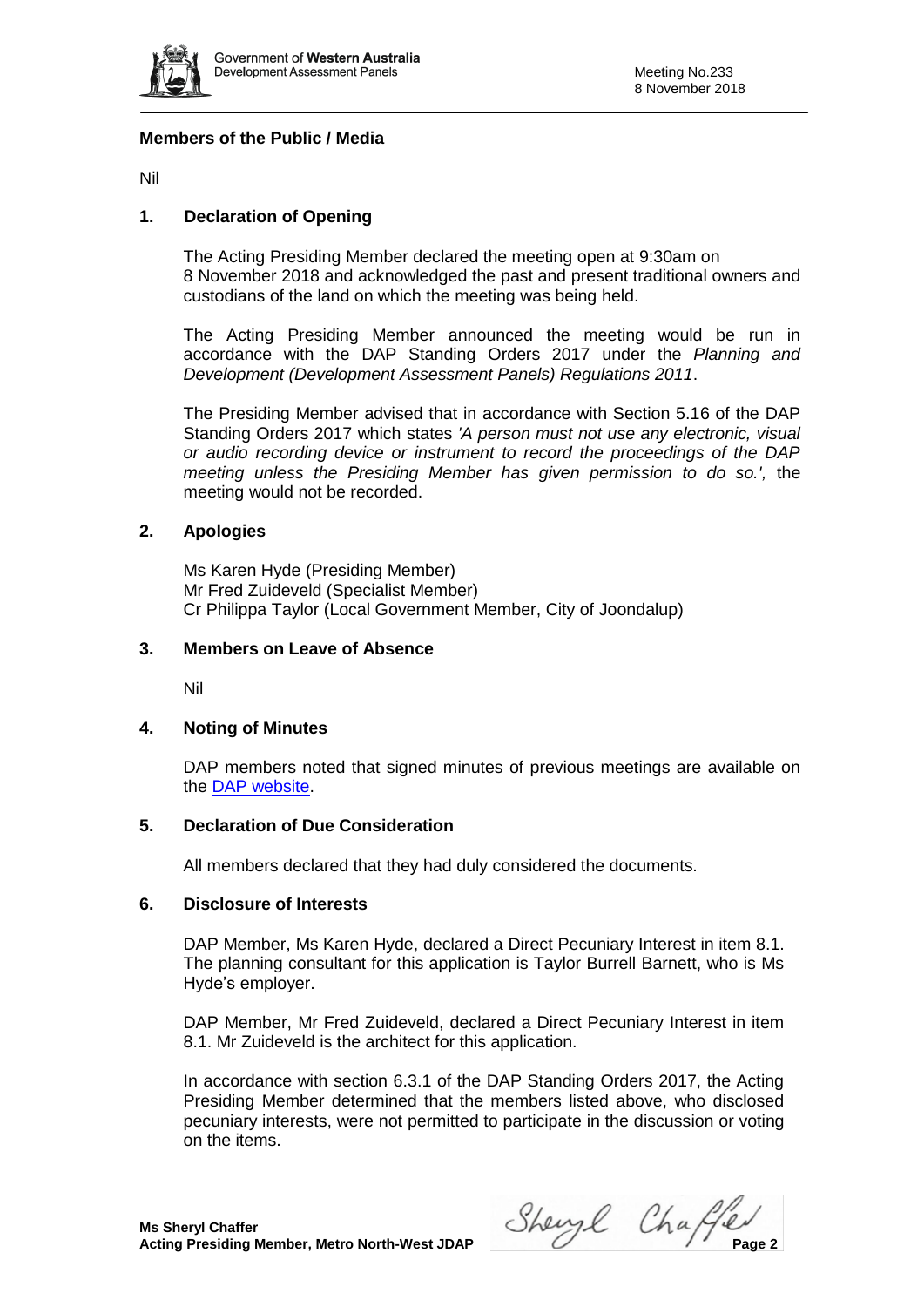**Members of the Public / Media**

Nil

## 1. Declaration of Opening

The Acting Presiding Member declared the meeting open at 9:30am on 8 November 2018 and acknowledged the past and present traditional owners and custodians of the land on which the meeting was being held.

The Acting Presiding Member announced the meeting would be run in accordance with the DAP Standing Orders 2017 under the *Planning and Development (Development Assessment Panels) Regulations 2011*.

The Presiding Member advised that in accordance with Section 5.16 of the DAP Standing Orders 2017 which states *'A person must not use any electronic, visual or audio recording device or instrument to record the proceedings of the DAP meeting unless the Presiding Member has given permission to do so.',* the meeting would not be recorded.

## 2. Apologies

Ms Karen Hyde (Presiding Member)
Mr Fred Zuideveld (Specialist Member)
Cr Philippa Taylor (Local Government Member, City of Joondalup)

## 3. Members on Leave of Absence

Nil

## 4. Noting of Minutes

DAP members noted that signed minutes of previous meetings are available on the DAP website.

## 5. Declaration of Due Consideration

All members declared that they had duly considered the documents.

## 6. Disclosure of Interests

DAP Member, Ms Karen Hyde, declared a Direct Pecuniary Interest in item 8.1. The planning consultant for this application is Taylor Burrell Barnett, who is Ms Hyde's employer.

DAP Member, Mr Fred Zuideveld, declared a Direct Pecuniary Interest in item 8.1. Mr Zuideveld is the architect for this application.

In accordance with section 6.3.1 of the DAP Standing Orders 2017, the Acting Presiding Member determined that the members listed above, who disclosed pecuniary interests, were not permitted to participate in the discussion or voting on the items.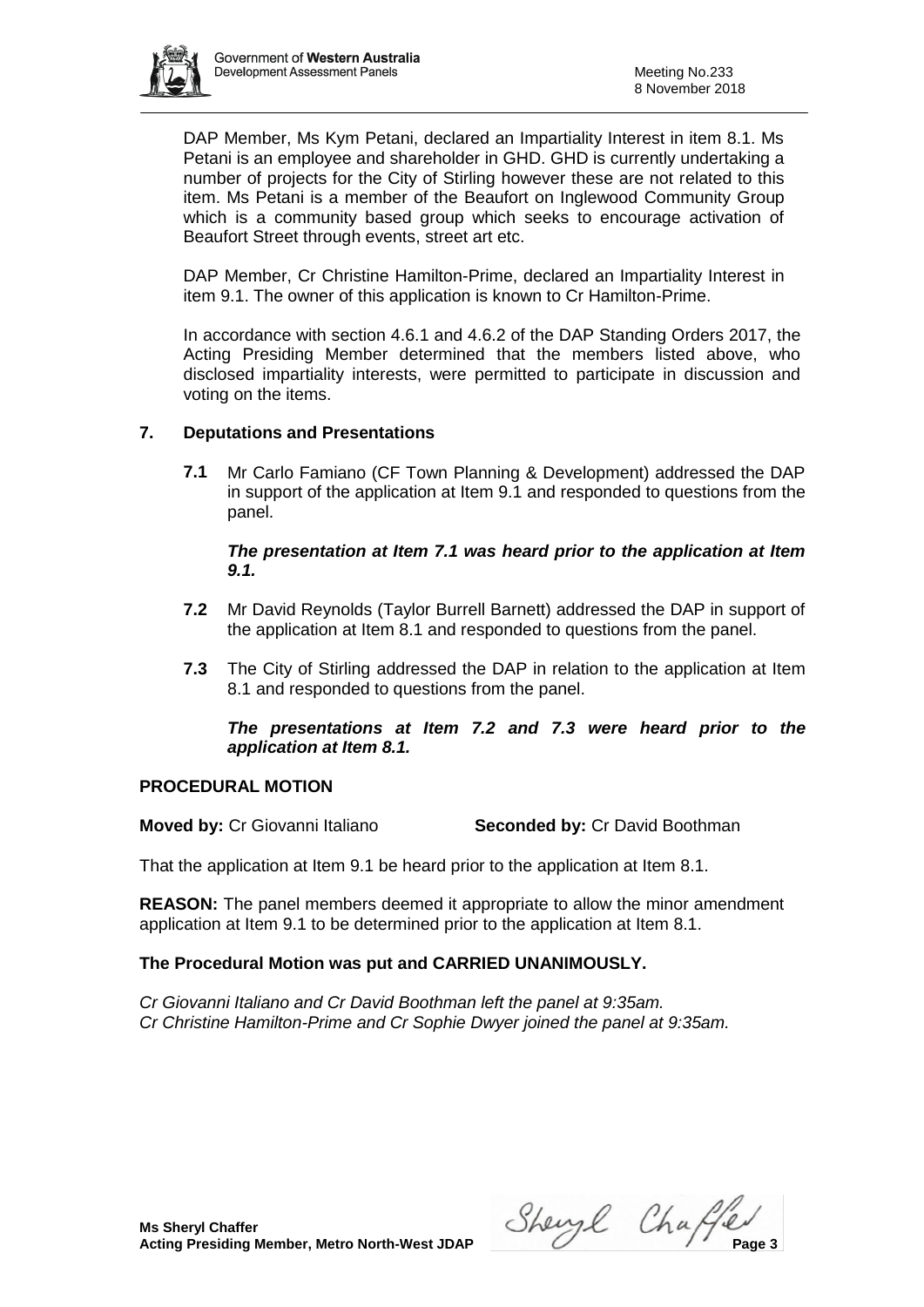DAP Member, Ms Kym Petani, declared an Impartiality Interest in item 8.1. Ms Petani is an employee and shareholder in GHD. GHD is currently undertaking a number of projects for the City of Stirling however these are not related to this item. Ms Petani is a member of the Beaufort on Inglewood Community Group which is a community based group which seeks to encourage activation of Beaufort Street through events, street art etc.

DAP Member, Cr Christine Hamilton-Prime, declared an Impartiality Interest in item 9.1. The owner of this application is known to Cr Hamilton-Prime.

In accordance with section 4.6.1 and 4.6.2 of the DAP Standing Orders 2017, the Acting Presiding Member determined that the members listed above, who disclosed impartiality interests, were permitted to participate in discussion and voting on the items.

## 7. Deputations and Presentations

**7.1** Mr Carlo Famiano (CF Town Planning & Development) addressed the DAP in support of the application at Item 9.1 and responded to questions from the panel.

***The presentation at Item 7.1 was heard prior to the application at Item 9.1.***

**7.2** Mr David Reynolds (Taylor Burrell Barnett) addressed the DAP in support of the application at Item 8.1 and responded to questions from the panel.

**7.3** The City of Stirling addressed the DAP in relation to the application at Item 8.1 and responded to questions from the panel.

***The presentations at Item 7.2 and 7.3 were heard prior to the application at Item 8.1.***

**PROCEDURAL MOTION**

**Moved by:** Cr Giovanni Italiano **Seconded by:** Cr David Boothman

That the application at Item 9.1 be heard prior to the application at Item 8.1.

**REASON:** The panel members deemed it appropriate to allow the minor amendment application at Item 9.1 to be determined prior to the application at Item 8.1.

**The Procedural Motion was put and CARRIED UNANIMOUSLY.**

*Cr Giovanni Italiano and Cr David Boothman left the panel at 9:35am.*
*Cr Christine Hamilton-Prime and Cr Sophie Dwyer joined the panel at 9:35am.*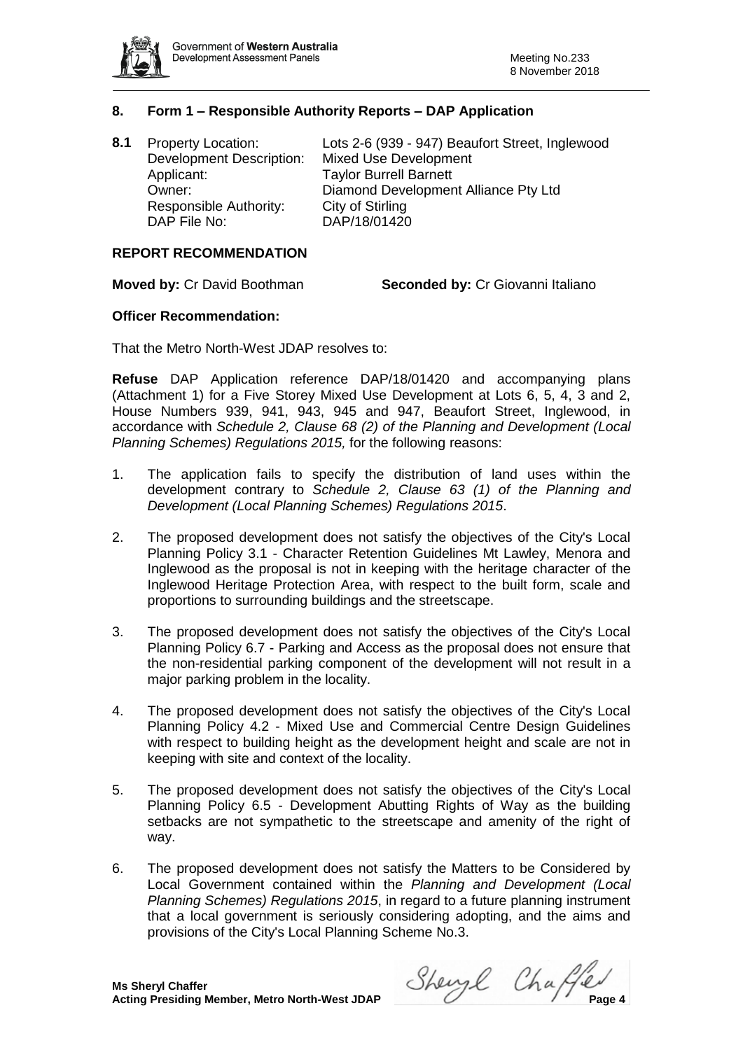## 8. Form 1 – Responsible Authority Reports – DAP Application

**8.1** Property Location: Lots 2-6 (939 - 947) Beaufort Street, Inglewood
Development Description: Mixed Use Development
Applicant: Taylor Burrell Barnett
Owner: Diamond Development Alliance Pty Ltd
Responsible Authority: City of Stirling
DAP File No: DAP/18/01420

### REPORT RECOMMENDATION

**Moved by:** Cr David Boothman **Seconded by:** Cr Giovanni Italiano

**Officer Recommendation:**

That the Metro North-West JDAP resolves to:

**Refuse** DAP Application reference DAP/18/01420 and accompanying plans (Attachment 1) for a Five Storey Mixed Use Development at Lots 6, 5, 4, 3 and 2, House Numbers 939, 941, 943, 945 and 947, Beaufort Street, Inglewood, in accordance with *Schedule 2, Clause 68 (2) of the Planning and Development (Local Planning Schemes) Regulations 2015,* for the following reasons:

1. The application fails to specify the distribution of land uses within the development contrary to *Schedule 2, Clause 63 (1) of the Planning and Development (Local Planning Schemes) Regulations 2015*.

2. The proposed development does not satisfy the objectives of the City's Local Planning Policy 3.1 - Character Retention Guidelines Mt Lawley, Menora and Inglewood as the proposal is not in keeping with the heritage character of the Inglewood Heritage Protection Area, with respect to the built form, scale and proportions to surrounding buildings and the streetscape.

3. The proposed development does not satisfy the objectives of the City's Local Planning Policy 6.7 - Parking and Access as the proposal does not ensure that the non-residential parking component of the development will not result in a major parking problem in the locality.

4. The proposed development does not satisfy the objectives of the City's Local Planning Policy 4.2 - Mixed Use and Commercial Centre Design Guidelines with respect to building height as the development height and scale are not in keeping with site and context of the locality.

5. The proposed development does not satisfy the objectives of the City's Local Planning Policy 6.5 - Development Abutting Rights of Way as the building setbacks are not sympathetic to the streetscape and amenity of the right of way.

6. The proposed development does not satisfy the Matters to be Considered by Local Government contained within the *Planning and Development (Local Planning Schemes) Regulations 2015*, in regard to a future planning instrument that a local government is seriously considering adopting, and the aims and provisions of the City's Local Planning Scheme No.3.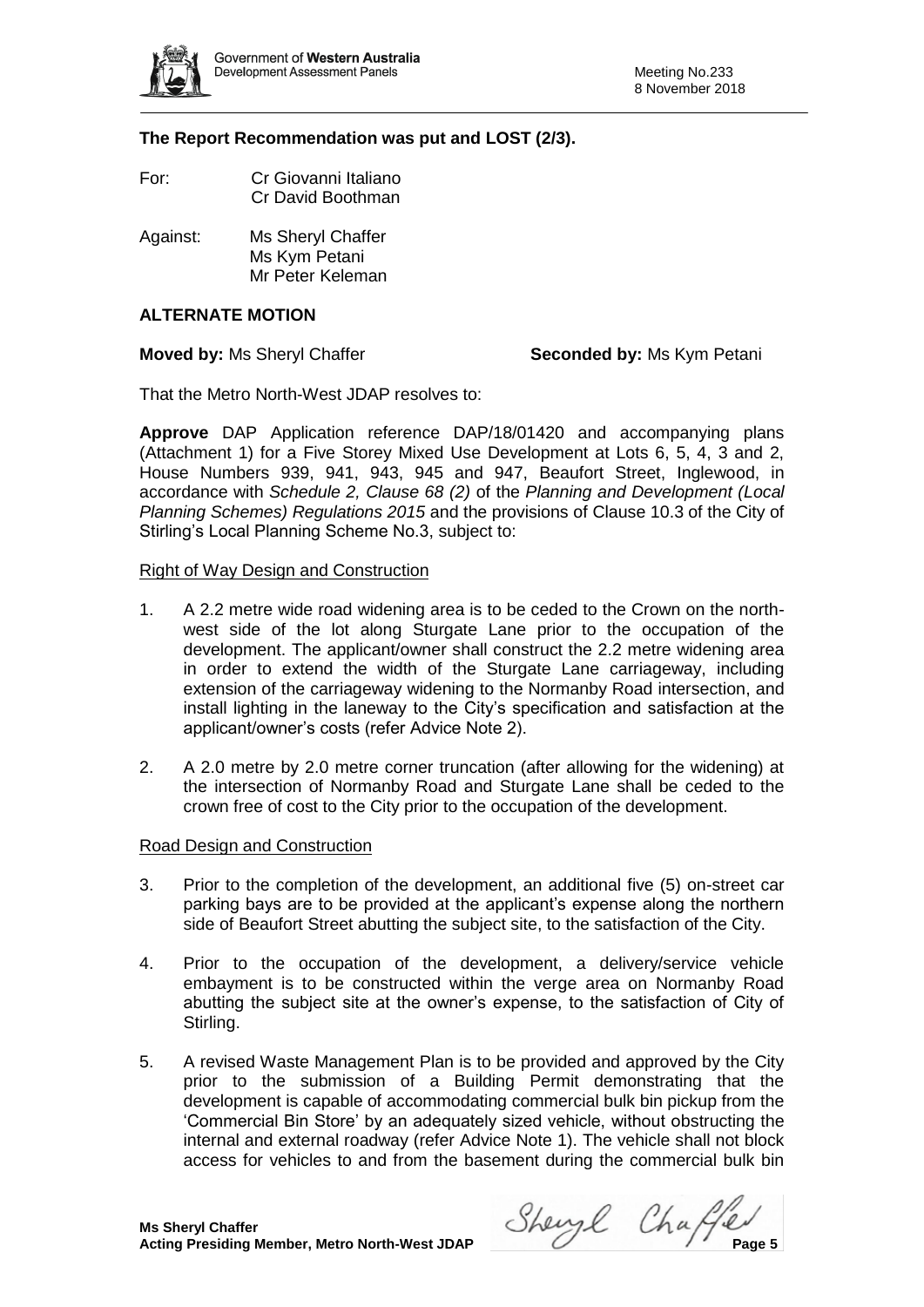**The Report Recommendation was put and LOST (2/3).**

For: Cr Giovanni Italiano
Cr David Boothman

Against: Ms Sheryl Chaffer
Ms Kym Petani
Mr Peter Keleman

**ALTERNATE MOTION**

**Moved by:** Ms Sheryl Chaffer **Seconded by:** Ms Kym Petani

That the Metro North-West JDAP resolves to:

**Approve** DAP Application reference DAP/18/01420 and accompanying plans (Attachment 1) for a Five Storey Mixed Use Development at Lots 6, 5, 4, 3 and 2, House Numbers 939, 941, 943, 945 and 947, Beaufort Street, Inglewood, in accordance with *Schedule 2, Clause 68 (2)* of the *Planning and Development (Local Planning Schemes) Regulations 2015* and the provisions of Clause 10.3 of the City of Stirling's Local Planning Scheme No.3, subject to:

Right of Way Design and Construction

1. A 2.2 metre wide road widening area is to be ceded to the Crown on the north-west side of the lot along Sturgate Lane prior to the occupation of the development. The applicant/owner shall construct the 2.2 metre widening area in order to extend the width of the Sturgate Lane carriageway, including extension of the carriageway widening to the Normanby Road intersection, and install lighting in the laneway to the City's specification and satisfaction at the applicant/owner's costs (refer Advice Note 2).

2. A 2.0 metre by 2.0 metre corner truncation (after allowing for the widening) at the intersection of Normanby Road and Sturgate Lane shall be ceded to the crown free of cost to the City prior to the occupation of the development.

Road Design and Construction

3. Prior to the completion of the development, an additional five (5) on-street car parking bays are to be provided at the applicant's expense along the northern side of Beaufort Street abutting the subject site, to the satisfaction of the City.

4. Prior to the occupation of the development, a delivery/service vehicle embayment is to be constructed within the verge area on Normanby Road abutting the subject site at the owner's expense, to the satisfaction of City of Stirling.

5. A revised Waste Management Plan is to be provided and approved by the City prior to the submission of a Building Permit demonstrating that the development is capable of accommodating commercial bulk bin pickup from the 'Commercial Bin Store' by an adequately sized vehicle, without obstructing the internal and external roadway (refer Advice Note 1). The vehicle shall not block access for vehicles to and from the basement during the commercial bulk bin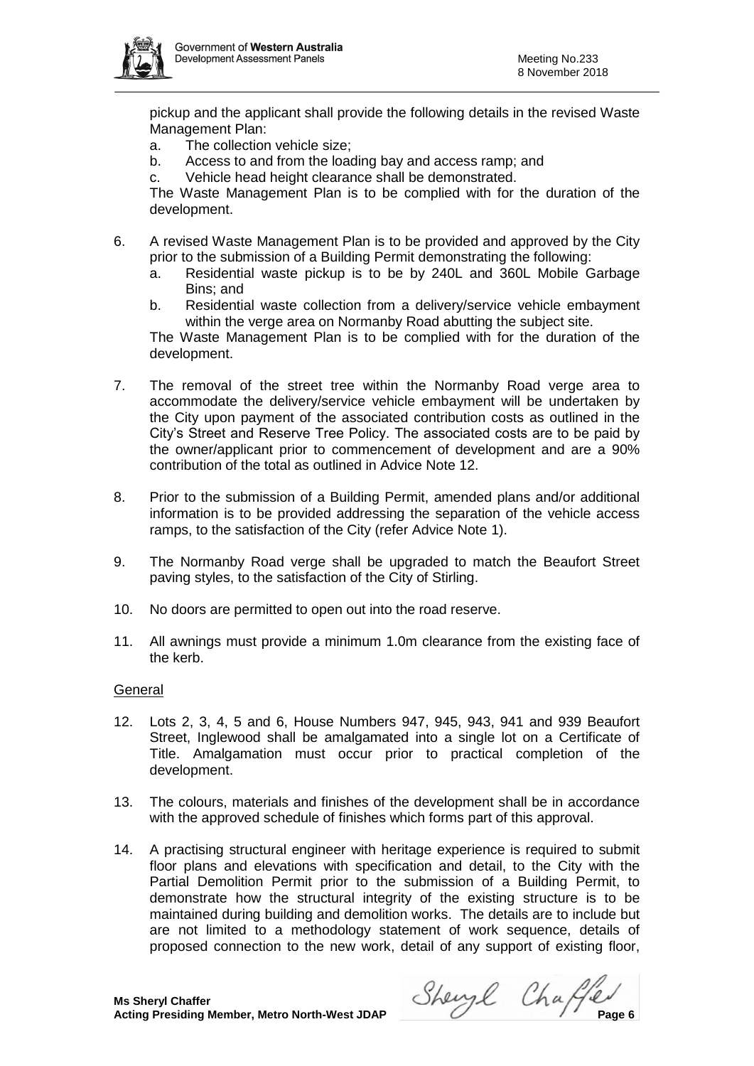pickup and the applicant shall provide the following details in the revised Waste Management Plan:

a. The collection vehicle size;
b. Access to and from the loading bay and access ramp; and
c. Vehicle head height clearance shall be demonstrated.

The Waste Management Plan is to be complied with for the duration of the development.

6. A revised Waste Management Plan is to be provided and approved by the City prior to the submission of a Building Permit demonstrating the following:
   a. Residential waste pickup is to be by 240L and 360L Mobile Garbage Bins; and
   b. Residential waste collection from a delivery/service vehicle embayment within the verge area on Normanby Road abutting the subject site.

   The Waste Management Plan is to be complied with for the duration of the development.

7. The removal of the street tree within the Normanby Road verge area to accommodate the delivery/service vehicle embayment will be undertaken by the City upon payment of the associated contribution costs as outlined in the City's Street and Reserve Tree Policy. The associated costs are to be paid by the owner/applicant prior to commencement of development and are a 90% contribution of the total as outlined in Advice Note 12.

8. Prior to the submission of a Building Permit, amended plans and/or additional information is to be provided addressing the separation of the vehicle access ramps, to the satisfaction of the City (refer Advice Note 1).

9. The Normanby Road verge shall be upgraded to match the Beaufort Street paving styles, to the satisfaction of the City of Stirling.

10. No doors are permitted to open out into the road reserve.

11. All awnings must provide a minimum 1.0m clearance from the existing face of the kerb.

General

12. Lots 2, 3, 4, 5 and 6, House Numbers 947, 945, 943, 941 and 939 Beaufort Street, Inglewood shall be amalgamated into a single lot on a Certificate of Title. Amalgamation must occur prior to practical completion of the development.

13. The colours, materials and finishes of the development shall be in accordance with the approved schedule of finishes which forms part of this approval.

14. A practising structural engineer with heritage experience is required to submit floor plans and elevations with specification and detail, to the City with the Partial Demolition Permit prior to the submission of a Building Permit, to demonstrate how the structural integrity of the existing structure is to be maintained during building and demolition works. The details are to include but are not limited to a methodology statement of work sequence, details of proposed connection to the new work, detail of any support of existing floor,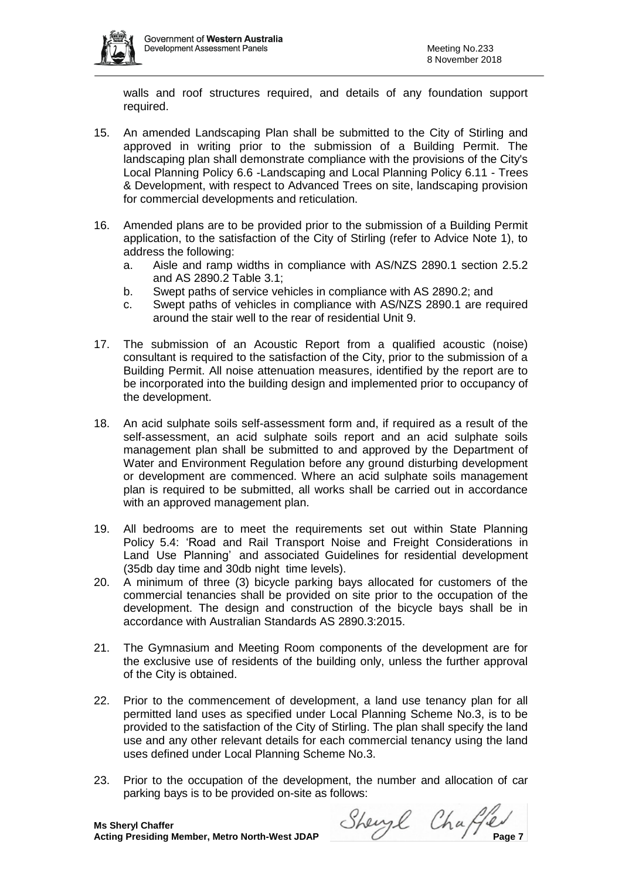walls and roof structures required, and details of any foundation support required.

15. An amended Landscaping Plan shall be submitted to the City of Stirling and approved in writing prior to the submission of a Building Permit. The landscaping plan shall demonstrate compliance with the provisions of the City's Local Planning Policy 6.6 -Landscaping and Local Planning Policy 6.11 - Trees & Development, with respect to Advanced Trees on site, landscaping provision for commercial developments and reticulation.

16. Amended plans are to be provided prior to the submission of a Building Permit application, to the satisfaction of the City of Stirling (refer to Advice Note 1), to address the following:
    a. Aisle and ramp widths in compliance with AS/NZS 2890.1 section 2.5.2 and AS 2890.2 Table 3.1;
    b. Swept paths of service vehicles in compliance with AS 2890.2; and
    c. Swept paths of vehicles in compliance with AS/NZS 2890.1 are required around the stair well to the rear of residential Unit 9.

17. The submission of an Acoustic Report from a qualified acoustic (noise) consultant is required to the satisfaction of the City, prior to the submission of a Building Permit. All noise attenuation measures, identified by the report are to be incorporated into the building design and implemented prior to occupancy of the development.

18. An acid sulphate soils self-assessment form and, if required as a result of the self-assessment, an acid sulphate soils report and an acid sulphate soils management plan shall be submitted to and approved by the Department of Water and Environment Regulation before any ground disturbing development or development are commenced. Where an acid sulphate soils management plan is required to be submitted, all works shall be carried out in accordance with an approved management plan.

19. All bedrooms are to meet the requirements set out within State Planning Policy 5.4: 'Road and Rail Transport Noise and Freight Considerations in Land Use Planning' and associated Guidelines for residential development (35db day time and 30db night time levels).

20. A minimum of three (3) bicycle parking bays allocated for customers of the commercial tenancies shall be provided on site prior to the occupation of the development. The design and construction of the bicycle bays shall be in accordance with Australian Standards AS 2890.3:2015.

21. The Gymnasium and Meeting Room components of the development are for the exclusive use of residents of the building only, unless the further approval of the City is obtained.

22. Prior to the commencement of development, a land use tenancy plan for all permitted land uses as specified under Local Planning Scheme No.3, is to be provided to the satisfaction of the City of Stirling. The plan shall specify the land use and any other relevant details for each commercial tenancy using the land uses defined under Local Planning Scheme No.3.

23. Prior to the occupation of the development, the number and allocation of car parking bays is to be provided on-site as follows: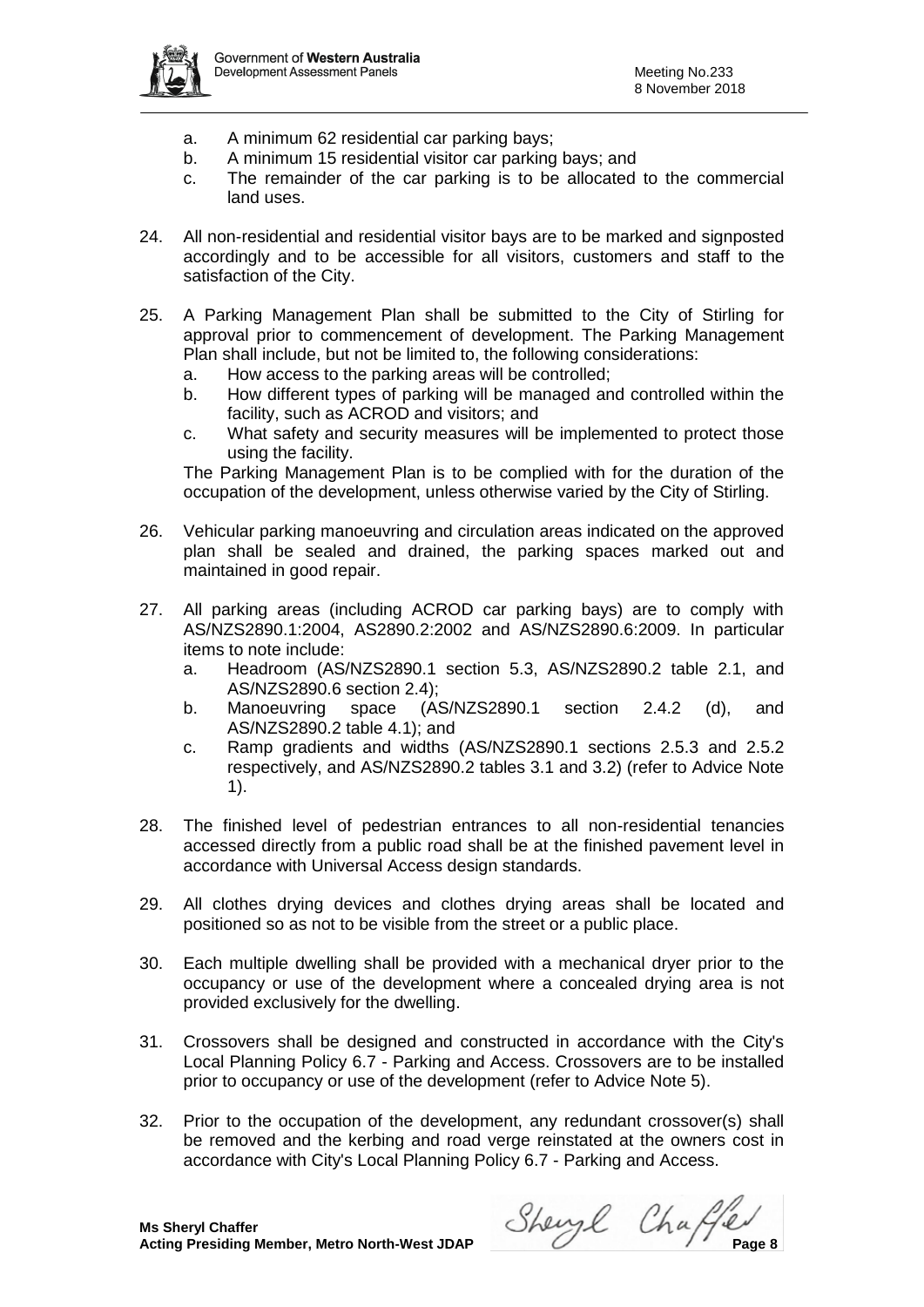a. A minimum 62 residential car parking bays;
   b. A minimum 15 residential visitor car parking bays; and
   c. The remainder of the car parking is to be allocated to the commercial land uses.

24. All non-residential and residential visitor bays are to be marked and signposted accordingly and to be accessible for all visitors, customers and staff to the satisfaction of the City.

25. A Parking Management Plan shall be submitted to the City of Stirling for approval prior to commencement of development. The Parking Management Plan shall include, but not be limited to, the following considerations:
   a. How access to the parking areas will be controlled;
   b. How different types of parking will be managed and controlled within the facility, such as ACROD and visitors; and
   c. What safety and security measures will be implemented to protect those using the facility.

   The Parking Management Plan is to be complied with for the duration of the occupation of the development, unless otherwise varied by the City of Stirling.

26. Vehicular parking manoeuvring and circulation areas indicated on the approved plan shall be sealed and drained, the parking spaces marked out and maintained in good repair.

27. All parking areas (including ACROD car parking bays) are to comply with AS/NZS2890.1:2004, AS2890.2:2002 and AS/NZS2890.6:2009. In particular items to note include:
   a. Headroom (AS/NZS2890.1 section 5.3, AS/NZS2890.2 table 2.1, and AS/NZS2890.6 section 2.4);
   b. Manoeuvring space (AS/NZS2890.1 section 2.4.2 (d), and AS/NZS2890.2 table 4.1); and
   c. Ramp gradients and widths (AS/NZS2890.1 sections 2.5.3 and 2.5.2 respectively, and AS/NZS2890.2 tables 3.1 and 3.2) (refer to Advice Note 1).

28. The finished level of pedestrian entrances to all non-residential tenancies accessed directly from a public road shall be at the finished pavement level in accordance with Universal Access design standards.

29. All clothes drying devices and clothes drying areas shall be located and positioned so as not to be visible from the street or a public place.

30. Each multiple dwelling shall be provided with a mechanical dryer prior to the occupancy or use of the development where a concealed drying area is not provided exclusively for the dwelling.

31. Crossovers shall be designed and constructed in accordance with the City's Local Planning Policy 6.7 - Parking and Access. Crossovers are to be installed prior to occupancy or use of the development (refer to Advice Note 5).

32. Prior to the occupation of the development, any redundant crossover(s) shall be removed and the kerbing and road verge reinstated at the owners cost in accordance with City's Local Planning Policy 6.7 - Parking and Access.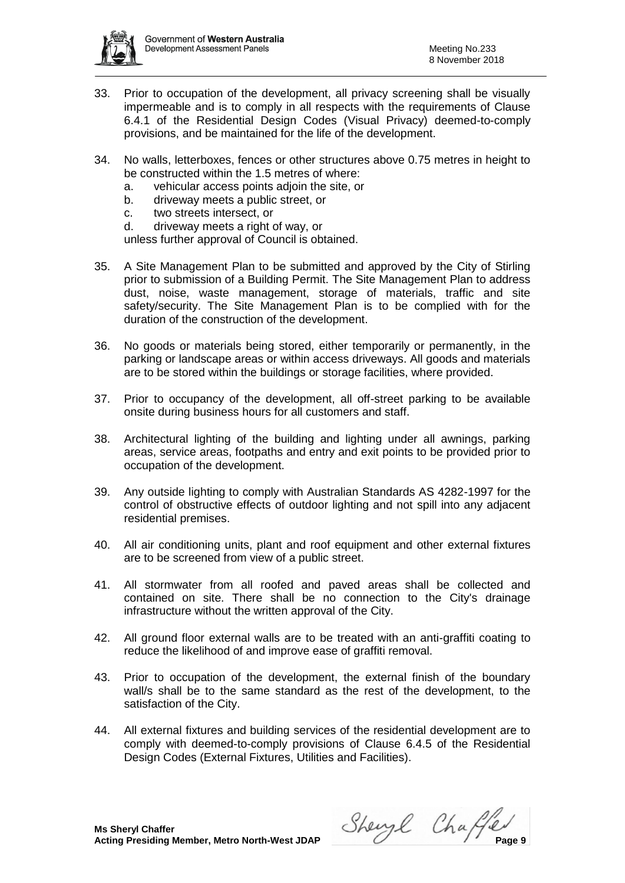33. Prior to occupation of the development, all privacy screening shall be visually impermeable and is to comply in all respects with the requirements of Clause 6.4.1 of the Residential Design Codes (Visual Privacy) deemed-to-comply provisions, and be maintained for the life of the development.

34. No walls, letterboxes, fences or other structures above 0.75 metres in height to be constructed within the 1.5 metres of where:
    a. vehicular access points adjoin the site, or
    b. driveway meets a public street, or
    c. two streets intersect, or
    d. driveway meets a right of way, or

    unless further approval of Council is obtained.

35. A Site Management Plan to be submitted and approved by the City of Stirling prior to submission of a Building Permit. The Site Management Plan to address dust, noise, waste management, storage of materials, traffic and site safety/security. The Site Management Plan is to be complied with for the duration of the construction of the development.

36. No goods or materials being stored, either temporarily or permanently, in the parking or landscape areas or within access driveways. All goods and materials are to be stored within the buildings or storage facilities, where provided.

37. Prior to occupancy of the development, all off-street parking to be available onsite during business hours for all customers and staff.

38. Architectural lighting of the building and lighting under all awnings, parking areas, service areas, footpaths and entry and exit points to be provided prior to occupation of the development.

39. Any outside lighting to comply with Australian Standards AS 4282-1997 for the control of obstructive effects of outdoor lighting and not spill into any adjacent residential premises.

40. All air conditioning units, plant and roof equipment and other external fixtures are to be screened from view of a public street.

41. All stormwater from all roofed and paved areas shall be collected and contained on site. There shall be no connection to the City's drainage infrastructure without the written approval of the City.

42. All ground floor external walls are to be treated with an anti-graffiti coating to reduce the likelihood of and improve ease of graffiti removal.

43. Prior to occupation of the development, the external finish of the boundary wall/s shall be to the same standard as the rest of the development, to the satisfaction of the City.

44. All external fixtures and building services of the residential development are to comply with deemed-to-comply provisions of Clause 6.4.5 of the Residential Design Codes (External Fixtures, Utilities and Facilities).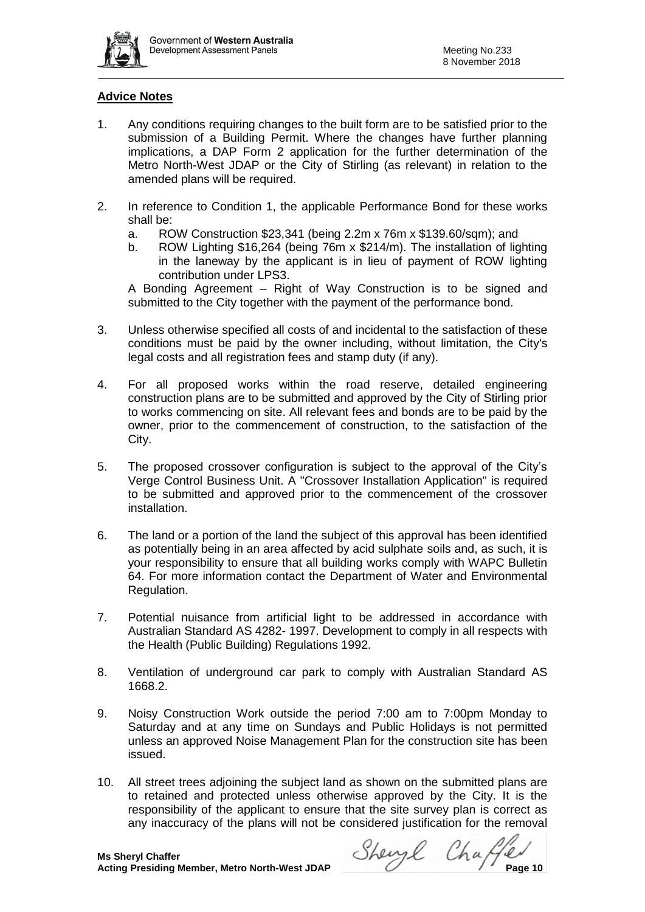## Advice Notes

1. Any conditions requiring changes to the built form are to be satisfied prior to the submission of a Building Permit. Where the changes have further planning implications, a DAP Form 2 application for the further determination of the Metro North-West JDAP or the City of Stirling (as relevant) in relation to the amended plans will be required.

2. In reference to Condition 1, the applicable Performance Bond for these works shall be:
   a. ROW Construction $23,341 (being 2.2m x 76m x $139.60/sqm); and
   b. ROW Lighting $16,264 (being 76m x $214/m). The installation of lighting in the laneway by the applicant is in lieu of payment of ROW lighting contribution under LPS3.

   A Bonding Agreement – Right of Way Construction is to be signed and submitted to the City together with the payment of the performance bond.

3. Unless otherwise specified all costs of and incidental to the satisfaction of these conditions must be paid by the owner including, without limitation, the City's legal costs and all registration fees and stamp duty (if any).

4. For all proposed works within the road reserve, detailed engineering construction plans are to be submitted and approved by the City of Stirling prior to works commencing on site. All relevant fees and bonds are to be paid by the owner, prior to the commencement of construction, to the satisfaction of the City.

5. The proposed crossover configuration is subject to the approval of the City's Verge Control Business Unit. A "Crossover Installation Application" is required to be submitted and approved prior to the commencement of the crossover installation.

6. The land or a portion of the land the subject of this approval has been identified as potentially being in an area affected by acid sulphate soils and, as such, it is your responsibility to ensure that all building works comply with WAPC Bulletin 64. For more information contact the Department of Water and Environmental Regulation.

7. Potential nuisance from artificial light to be addressed in accordance with Australian Standard AS 4282- 1997. Development to comply in all respects with the Health (Public Building) Regulations 1992.

8. Ventilation of underground car park to comply with Australian Standard AS 1668.2.

9. Noisy Construction Work outside the period 7:00 am to 7:00pm Monday to Saturday and at any time on Sundays and Public Holidays is not permitted unless an approved Noise Management Plan for the construction site has been issued.

10. All street trees adjoining the subject land as shown on the submitted plans are to retained and protected unless otherwise approved by the City. It is the responsibility of the applicant to ensure that the site survey plan is correct as any inaccuracy of the plans will not be considered justification for the removal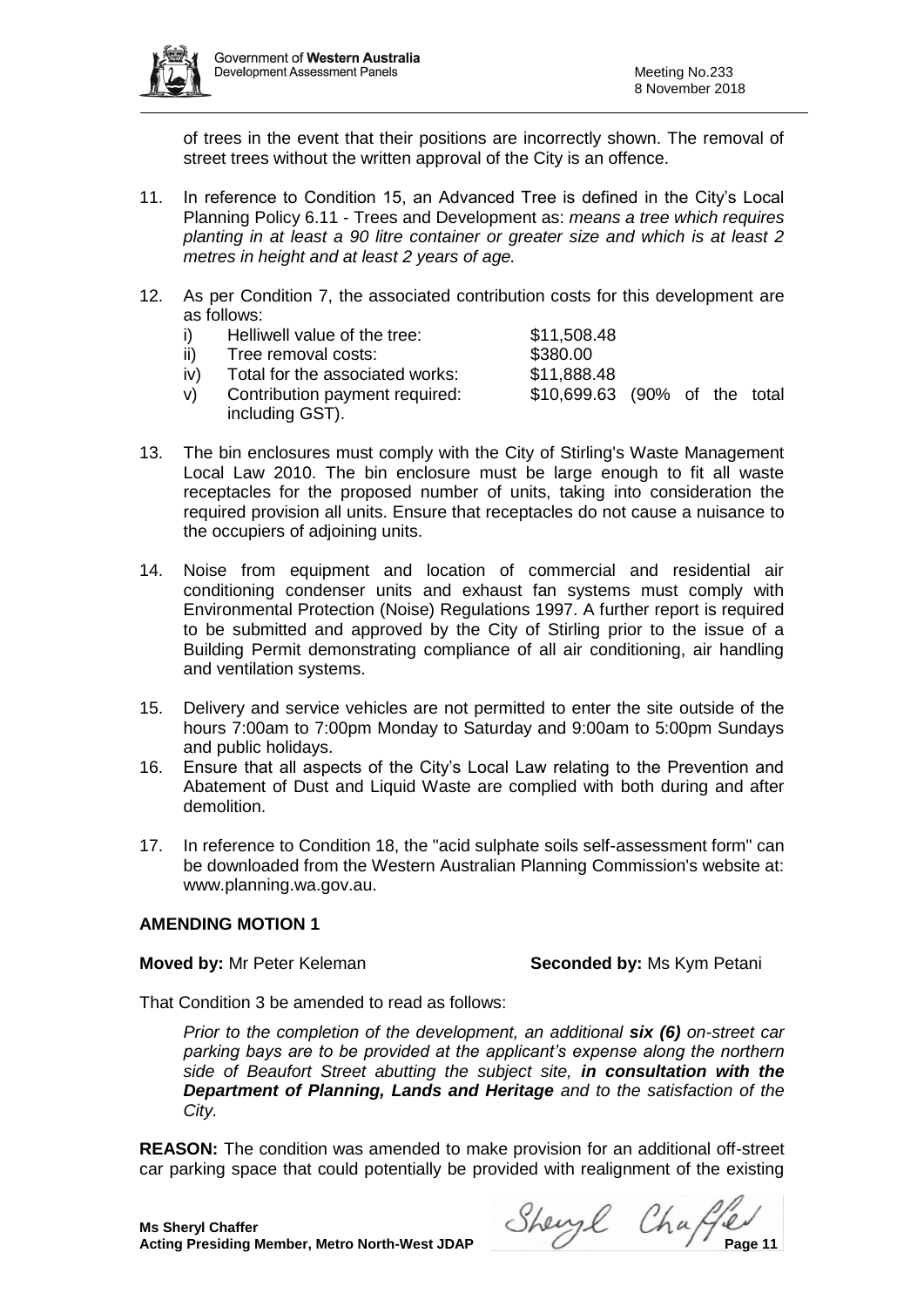of trees in the event that their positions are incorrectly shown. The removal of street trees without the written approval of the City is an offence.

11. In reference to Condition 15, an Advanced Tree is defined in the City's Local Planning Policy 6.11 - Trees and Development as: *means a tree which requires planting in at least a 90 litre container or greater size and which is at least 2 metres in height and at least 2 years of age.*

12. As per Condition 7, the associated contribution costs for this development are as follows:

    i) Helliwell value of the tree: $11,508.48
    ii) Tree removal costs: $380.00
    iv) Total for the associated works: $11,888.48
    v) Contribution payment required: $10,699.63 (90% of the total including GST).

13. The bin enclosures must comply with the City of Stirling's Waste Management Local Law 2010. The bin enclosure must be large enough to fit all waste receptacles for the proposed number of units, taking into consideration the required provision all units. Ensure that receptacles do not cause a nuisance to the occupiers of adjoining units.

14. Noise from equipment and location of commercial and residential air conditioning condenser units and exhaust fan systems must comply with Environmental Protection (Noise) Regulations 1997. A further report is required to be submitted and approved by the City of Stirling prior to the issue of a Building Permit demonstrating compliance of all air conditioning, air handling and ventilation systems.

15. Delivery and service vehicles are not permitted to enter the site outside of the hours 7:00am to 7:00pm Monday to Saturday and 9:00am to 5:00pm Sundays and public holidays.

16. Ensure that all aspects of the City's Local Law relating to the Prevention and Abatement of Dust and Liquid Waste are complied with both during and after demolition.

17. In reference to Condition 18, the "acid sulphate soils self-assessment form" can be downloaded from the Western Australian Planning Commission's website at: www.planning.wa.gov.au.

**AMENDING MOTION 1**

**Moved by:** Mr Peter Keleman **Seconded by:** Ms Kym Petani

That Condition 3 be amended to read as follows:

> *Prior to the completion of the development, an additional* ***six (6)*** *on-street car parking bays are to be provided at the applicant's expense along the northern side of Beaufort Street abutting the subject site,* ***in consultation with the Department of Planning, Lands and Heritage*** *and to the satisfaction of the City.*

**REASON:** The condition was amended to make provision for an additional off-street car parking space that could potentially be provided with realignment of the existing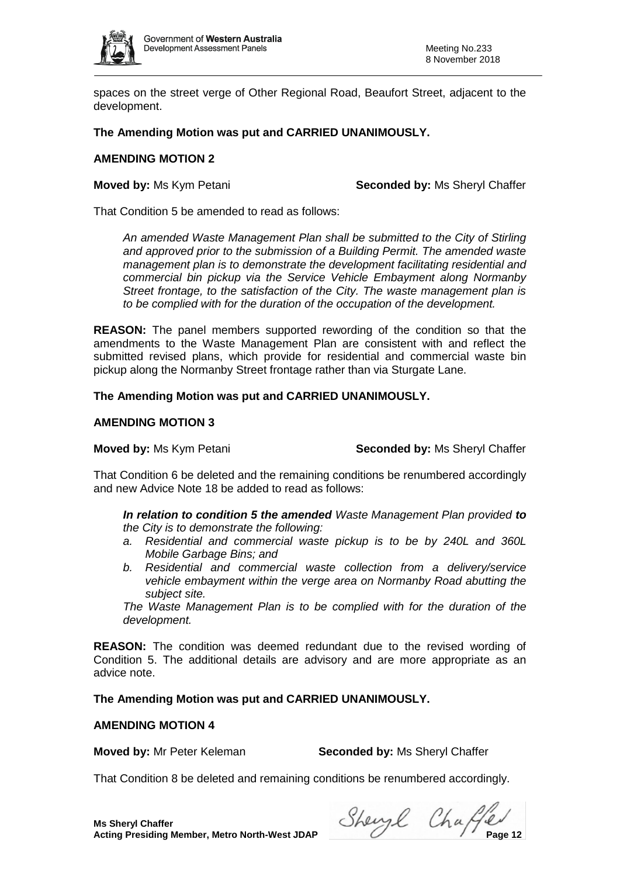spaces on the street verge of Other Regional Road, Beaufort Street, adjacent to the development.

**The Amending Motion was put and CARRIED UNANIMOUSLY.**

**AMENDING MOTION 2**

**Moved by:** Ms Kym Petani **Seconded by:** Ms Sheryl Chaffer

That Condition 5 be amended to read as follows:

> *An amended Waste Management Plan shall be submitted to the City of Stirling and approved prior to the submission of a Building Permit. The amended waste management plan is to demonstrate the development facilitating residential and commercial bin pickup via the Service Vehicle Embayment along Normanby Street frontage, to the satisfaction of the City. The waste management plan is to be complied with for the duration of the occupation of the development.*

**REASON:** The panel members supported rewording of the condition so that the amendments to the Waste Management Plan are consistent with and reflect the submitted revised plans, which provide for residential and commercial waste bin pickup along the Normanby Street frontage rather than via Sturgate Lane.

**The Amending Motion was put and CARRIED UNANIMOUSLY.**

**AMENDING MOTION 3**

**Moved by:** Ms Kym Petani **Seconded by:** Ms Sheryl Chaffer

That Condition 6 be deleted and the remaining conditions be renumbered accordingly and new Advice Note 18 be added to read as follows:

> ***In relation to condition 5 the amended*** *Waste Management Plan provided* ***to*** *the City is to demonstrate the following:*
>
> *a. Residential and commercial waste pickup is to be by 240L and 360L Mobile Garbage Bins; and*
>
> *b. Residential and commercial waste collection from a delivery/service vehicle embayment within the verge area on Normanby Road abutting the subject site.*
>
> *The Waste Management Plan is to be complied with for the duration of the development.*

**REASON:** The condition was deemed redundant due to the revised wording of Condition 5. The additional details are advisory and are more appropriate as an advice note.

**The Amending Motion was put and CARRIED UNANIMOUSLY.**

**AMENDING MOTION 4**

**Moved by:** Mr Peter Keleman **Seconded by:** Ms Sheryl Chaffer

That Condition 8 be deleted and remaining conditions be renumbered accordingly.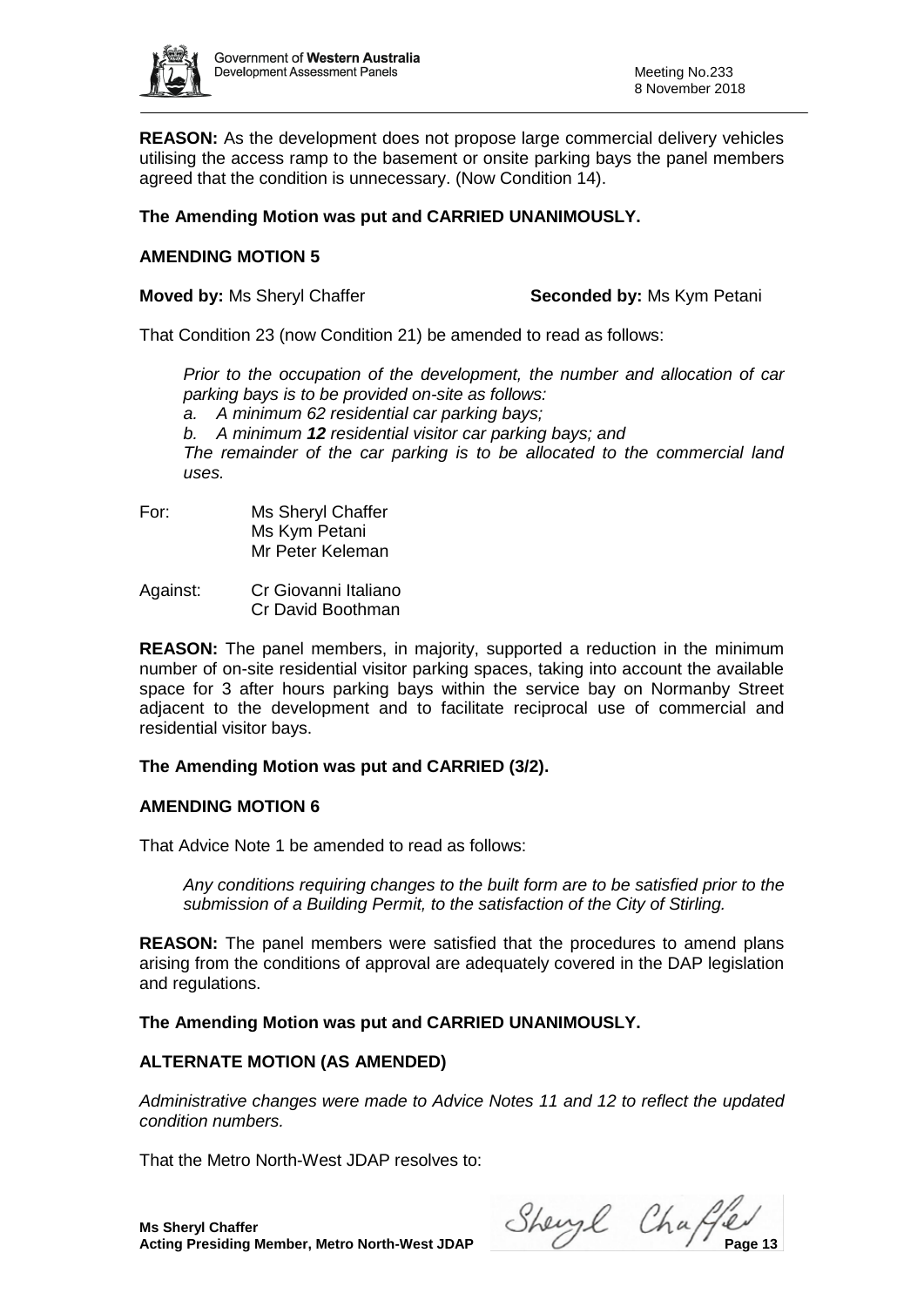**REASON:** As the development does not propose large commercial delivery vehicles utilising the access ramp to the basement or onsite parking bays the panel members agreed that the condition is unnecessary. (Now Condition 14).

**The Amending Motion was put and CARRIED UNANIMOUSLY.**

**AMENDING MOTION 5**

**Moved by:** Ms Sheryl Chaffer **Seconded by:** Ms Kym Petani

That Condition 23 (now Condition 21) be amended to read as follows:

> *Prior to the occupation of the development, the number and allocation of car parking bays is to be provided on-site as follows:*
> *a. A minimum 62 residential car parking bays;*
> *b. A minimum **12** residential visitor car parking bays; and*
> *The remainder of the car parking is to be allocated to the commercial land uses.*

For: Ms Sheryl Chaffer
Ms Kym Petani
Mr Peter Keleman

Against: Cr Giovanni Italiano
Cr David Boothman

**REASON:** The panel members, in majority, supported a reduction in the minimum number of on-site residential visitor parking spaces, taking into account the available space for 3 after hours parking bays within the service bay on Normanby Street adjacent to the development and to facilitate reciprocal use of commercial and residential visitor bays.

**The Amending Motion was put and CARRIED (3/2).**

**AMENDING MOTION 6**

That Advice Note 1 be amended to read as follows:

> *Any conditions requiring changes to the built form are to be satisfied prior to the submission of a Building Permit, to the satisfaction of the City of Stirling.*

**REASON:** The panel members were satisfied that the procedures to amend plans arising from the conditions of approval are adequately covered in the DAP legislation and regulations.

**The Amending Motion was put and CARRIED UNANIMOUSLY.**

**ALTERNATE MOTION (AS AMENDED)**

*Administrative changes were made to Advice Notes 11 and 12 to reflect the updated condition numbers.*

That the Metro North-West JDAP resolves to:

**Ms Sheryl Chaffer**
**Acting Presiding Member, Metro North-West JDAP**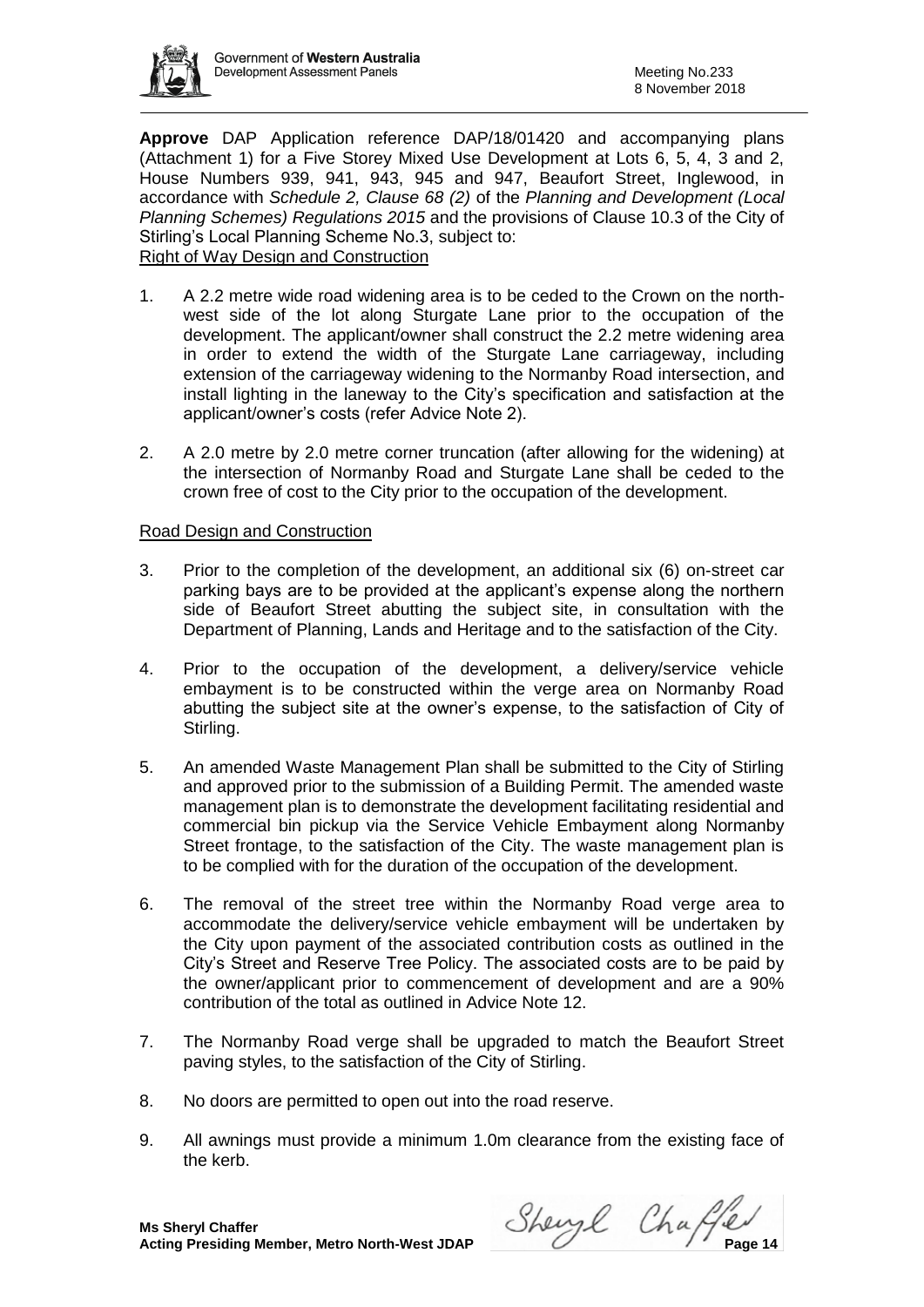**Approve** DAP Application reference DAP/18/01420 and accompanying plans (Attachment 1) for a Five Storey Mixed Use Development at Lots 6, 5, 4, 3 and 2, House Numbers 939, 941, 943, 945 and 947, Beaufort Street, Inglewood, in accordance with *Schedule 2, Clause 68 (2)* of the *Planning and Development (Local Planning Schemes) Regulations 2015* and the provisions of Clause 10.3 of the City of Stirling's Local Planning Scheme No.3, subject to:

<u>Right of Way Design and Construction</u>

1. A 2.2 metre wide road widening area is to be ceded to the Crown on the north-west side of the lot along Sturgate Lane prior to the occupation of the development. The applicant/owner shall construct the 2.2 metre widening area in order to extend the width of the Sturgate Lane carriageway, including extension of the carriageway widening to the Normanby Road intersection, and install lighting in the laneway to the City's specification and satisfaction at the applicant/owner's costs (refer Advice Note 2).

2. A 2.0 metre by 2.0 metre corner truncation (after allowing for the widening) at the intersection of Normanby Road and Sturgate Lane shall be ceded to the crown free of cost to the City prior to the occupation of the development.

<u>Road Design and Construction</u>

3. Prior to the completion of the development, an additional six (6) on-street car parking bays are to be provided at the applicant's expense along the northern side of Beaufort Street abutting the subject site, in consultation with the Department of Planning, Lands and Heritage and to the satisfaction of the City.

4. Prior to the occupation of the development, a delivery/service vehicle embayment is to be constructed within the verge area on Normanby Road abutting the subject site at the owner's expense, to the satisfaction of City of Stirling.

5. An amended Waste Management Plan shall be submitted to the City of Stirling and approved prior to the submission of a Building Permit. The amended waste management plan is to demonstrate the development facilitating residential and commercial bin pickup via the Service Vehicle Embayment along Normanby Street frontage, to the satisfaction of the City. The waste management plan is to be complied with for the duration of the occupation of the development.

6. The removal of the street tree within the Normanby Road verge area to accommodate the delivery/service vehicle embayment will be undertaken by the City upon payment of the associated contribution costs as outlined in the City's Street and Reserve Tree Policy. The associated costs are to be paid by the owner/applicant prior to commencement of development and are a 90% contribution of the total as outlined in Advice Note 12.

7. The Normanby Road verge shall be upgraded to match the Beaufort Street paving styles, to the satisfaction of the City of Stirling.

8. No doors are permitted to open out into the road reserve.

9. All awnings must provide a minimum 1.0m clearance from the existing face of the kerb.

**Ms Sheryl Chaffer**
**Acting Presiding Member, Metro North-West JDAP**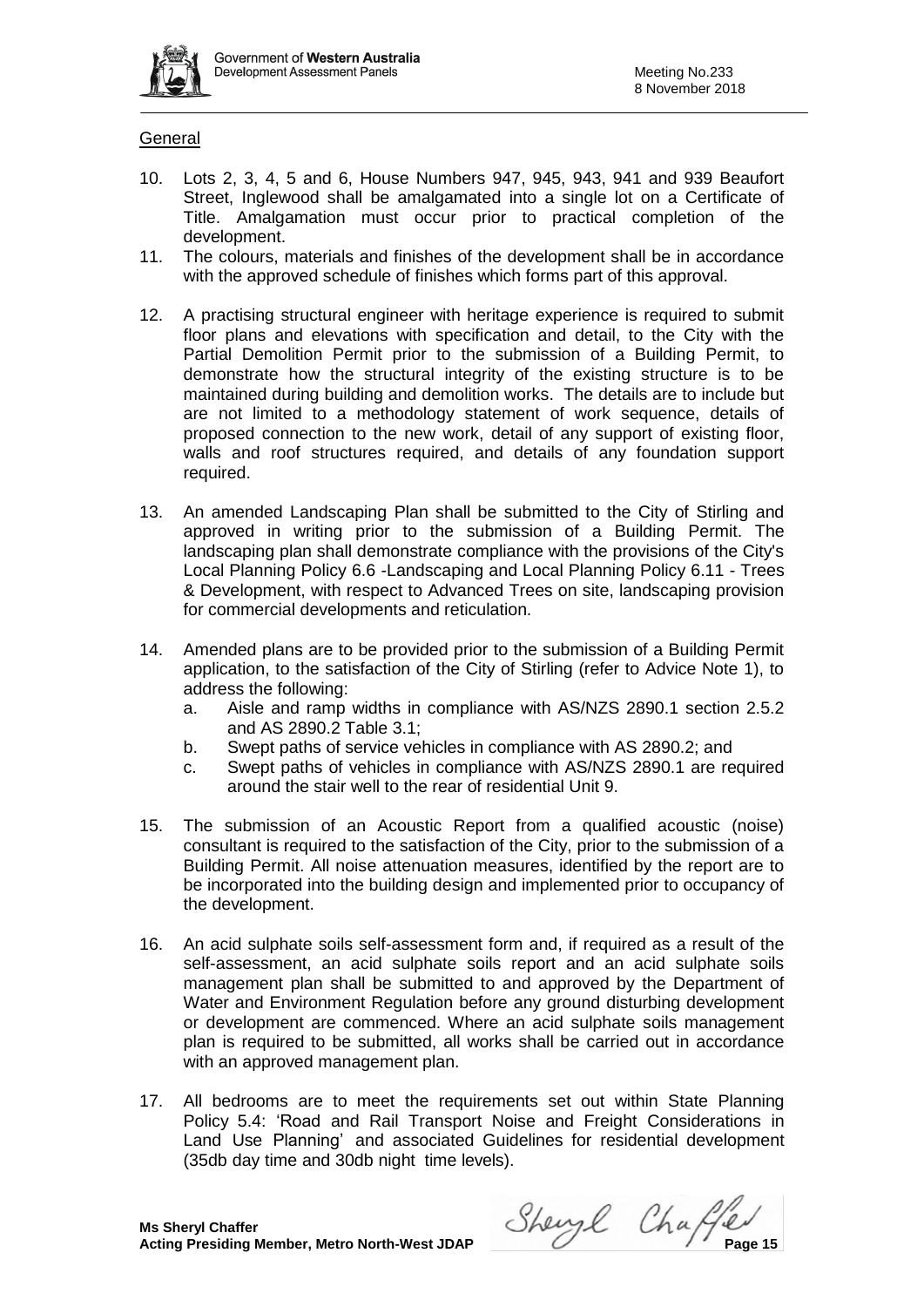General

10. Lots 2, 3, 4, 5 and 6, House Numbers 947, 945, 943, 941 and 939 Beaufort Street, Inglewood shall be amalgamated into a single lot on a Certificate of Title. Amalgamation must occur prior to practical completion of the development.
11. The colours, materials and finishes of the development shall be in accordance with the approved schedule of finishes which forms part of this approval.
12. A practising structural engineer with heritage experience is required to submit floor plans and elevations with specification and detail, to the City with the Partial Demolition Permit prior to the submission of a Building Permit, to demonstrate how the structural integrity of the existing structure is to be maintained during building and demolition works. The details are to include but are not limited to a methodology statement of work sequence, details of proposed connection to the new work, detail of any support of existing floor, walls and roof structures required, and details of any foundation support required.
13. An amended Landscaping Plan shall be submitted to the City of Stirling and approved in writing prior to the submission of a Building Permit. The landscaping plan shall demonstrate compliance with the provisions of the City's Local Planning Policy 6.6 -Landscaping and Local Planning Policy 6.11 - Trees & Development, with respect to Advanced Trees on site, landscaping provision for commercial developments and reticulation.
14. Amended plans are to be provided prior to the submission of a Building Permit application, to the satisfaction of the City of Stirling (refer to Advice Note 1), to address the following:
    a. Aisle and ramp widths in compliance with AS/NZS 2890.1 section 2.5.2 and AS 2890.2 Table 3.1;
    b. Swept paths of service vehicles in compliance with AS 2890.2; and
    c. Swept paths of vehicles in compliance with AS/NZS 2890.1 are required around the stair well to the rear of residential Unit 9.
15. The submission of an Acoustic Report from a qualified acoustic (noise) consultant is required to the satisfaction of the City, prior to the submission of a Building Permit. All noise attenuation measures, identified by the report are to be incorporated into the building design and implemented prior to occupancy of the development.
16. An acid sulphate soils self-assessment form and, if required as a result of the self-assessment, an acid sulphate soils report and an acid sulphate soils management plan shall be submitted to and approved by the Department of Water and Environment Regulation before any ground disturbing development or development are commenced. Where an acid sulphate soils management plan is required to be submitted, all works shall be carried out in accordance with an approved management plan.
17. All bedrooms are to meet the requirements set out within State Planning Policy 5.4: 'Road and Rail Transport Noise and Freight Considerations in Land Use Planning' and associated Guidelines for residential development (35db day time and 30db night time levels).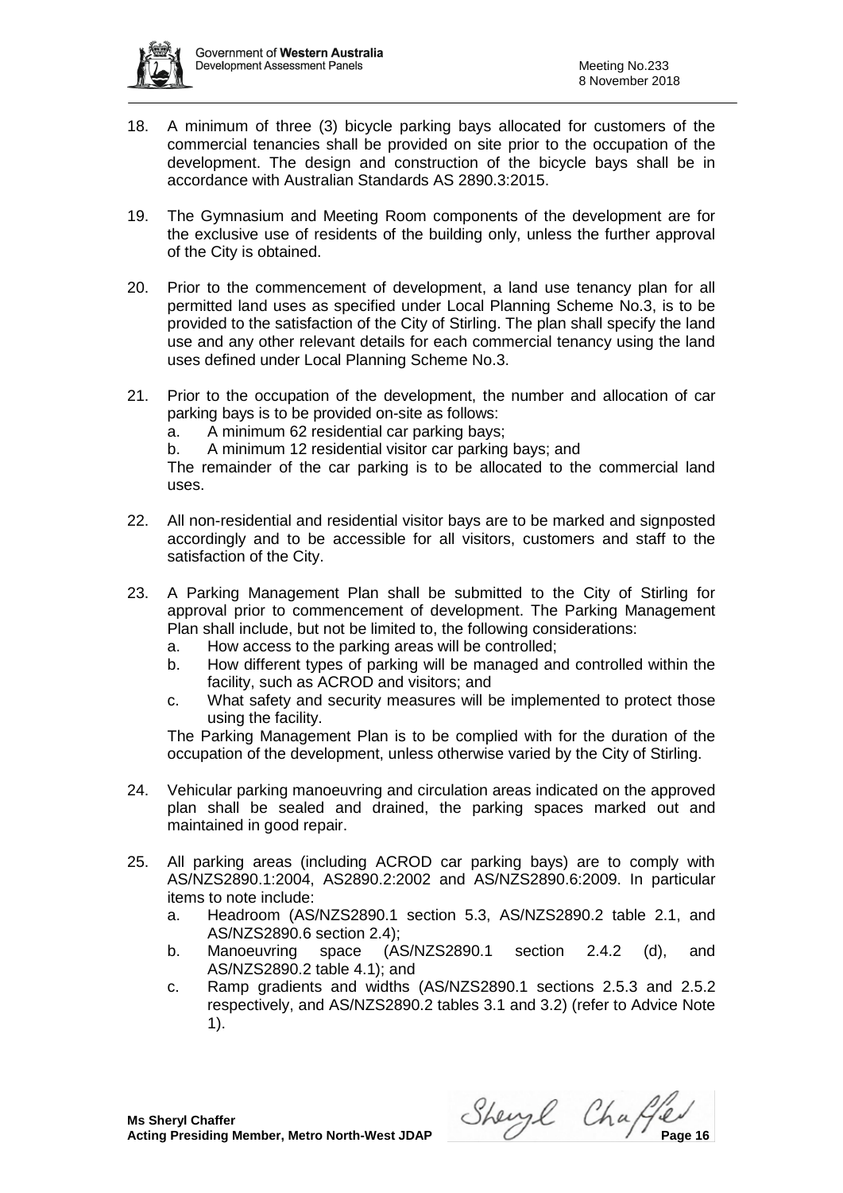18. A minimum of three (3) bicycle parking bays allocated for customers of the commercial tenancies shall be provided on site prior to the occupation of the development. The design and construction of the bicycle bays shall be in accordance with Australian Standards AS 2890.3:2015.

19. The Gymnasium and Meeting Room components of the development are for the exclusive use of residents of the building only, unless the further approval of the City is obtained.

20. Prior to the commencement of development, a land use tenancy plan for all permitted land uses as specified under Local Planning Scheme No.3, is to be provided to the satisfaction of the City of Stirling. The plan shall specify the land use and any other relevant details for each commercial tenancy using the land uses defined under Local Planning Scheme No.3.

21. Prior to the occupation of the development, the number and allocation of car parking bays is to be provided on-site as follows:
    a. A minimum 62 residential car parking bays;
    b. A minimum 12 residential visitor car parking bays; and

    The remainder of the car parking is to be allocated to the commercial land uses.

22. All non-residential and residential visitor bays are to be marked and signposted accordingly and to be accessible for all visitors, customers and staff to the satisfaction of the City.

23. A Parking Management Plan shall be submitted to the City of Stirling for approval prior to commencement of development. The Parking Management Plan shall include, but not be limited to, the following considerations:
    a. How access to the parking areas will be controlled;
    b. How different types of parking will be managed and controlled within the facility, such as ACROD and visitors; and
    c. What safety and security measures will be implemented to protect those using the facility.

    The Parking Management Plan is to be complied with for the duration of the occupation of the development, unless otherwise varied by the City of Stirling.

24. Vehicular parking manoeuvring and circulation areas indicated on the approved plan shall be sealed and drained, the parking spaces marked out and maintained in good repair.

25. All parking areas (including ACROD car parking bays) are to comply with AS/NZS2890.1:2004, AS2890.2:2002 and AS/NZS2890.6:2009. In particular items to note include:
    a. Headroom (AS/NZS2890.1 section 5.3, AS/NZS2890.2 table 2.1, and AS/NZS2890.6 section 2.4);
    b. Manoeuvring space (AS/NZS2890.1 section 2.4.2 (d), and AS/NZS2890.2 table 4.1); and
    c. Ramp gradients and widths (AS/NZS2890.1 sections 2.5.3 and 2.5.2 respectively, and AS/NZS2890.2 tables 3.1 and 3.2) (refer to Advice Note 1).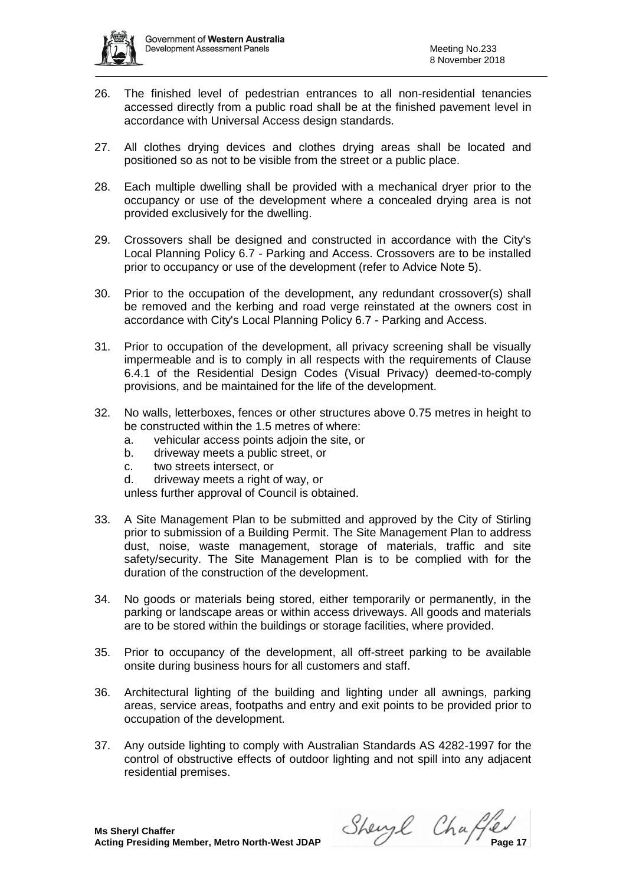26. The finished level of pedestrian entrances to all non-residential tenancies accessed directly from a public road shall be at the finished pavement level in accordance with Universal Access design standards.

27. All clothes drying devices and clothes drying areas shall be located and positioned so as not to be visible from the street or a public place.

28. Each multiple dwelling shall be provided with a mechanical dryer prior to the occupancy or use of the development where a concealed drying area is not provided exclusively for the dwelling.

29. Crossovers shall be designed and constructed in accordance with the City's Local Planning Policy 6.7 - Parking and Access. Crossovers are to be installed prior to occupancy or use of the development (refer to Advice Note 5).

30. Prior to the occupation of the development, any redundant crossover(s) shall be removed and the kerbing and road verge reinstated at the owners cost in accordance with City's Local Planning Policy 6.7 - Parking and Access.

31. Prior to occupation of the development, all privacy screening shall be visually impermeable and is to comply in all respects with the requirements of Clause 6.4.1 of the Residential Design Codes (Visual Privacy) deemed-to-comply provisions, and be maintained for the life of the development.

32. No walls, letterboxes, fences or other structures above 0.75 metres in height to be constructed within the 1.5 metres of where:
    a. vehicular access points adjoin the site, or
    b. driveway meets a public street, or
    c. two streets intersect, or
    d. driveway meets a right of way, or

    unless further approval of Council is obtained.

33. A Site Management Plan to be submitted and approved by the City of Stirling prior to submission of a Building Permit. The Site Management Plan to address dust, noise, waste management, storage of materials, traffic and site safety/security. The Site Management Plan is to be complied with for the duration of the construction of the development.

34. No goods or materials being stored, either temporarily or permanently, in the parking or landscape areas or within access driveways. All goods and materials are to be stored within the buildings or storage facilities, where provided.

35. Prior to occupancy of the development, all off-street parking to be available onsite during business hours for all customers and staff.

36. Architectural lighting of the building and lighting under all awnings, parking areas, service areas, footpaths and entry and exit points to be provided prior to occupation of the development.

37. Any outside lighting to comply with Australian Standards AS 4282-1997 for the control of obstructive effects of outdoor lighting and not spill into any adjacent residential premises.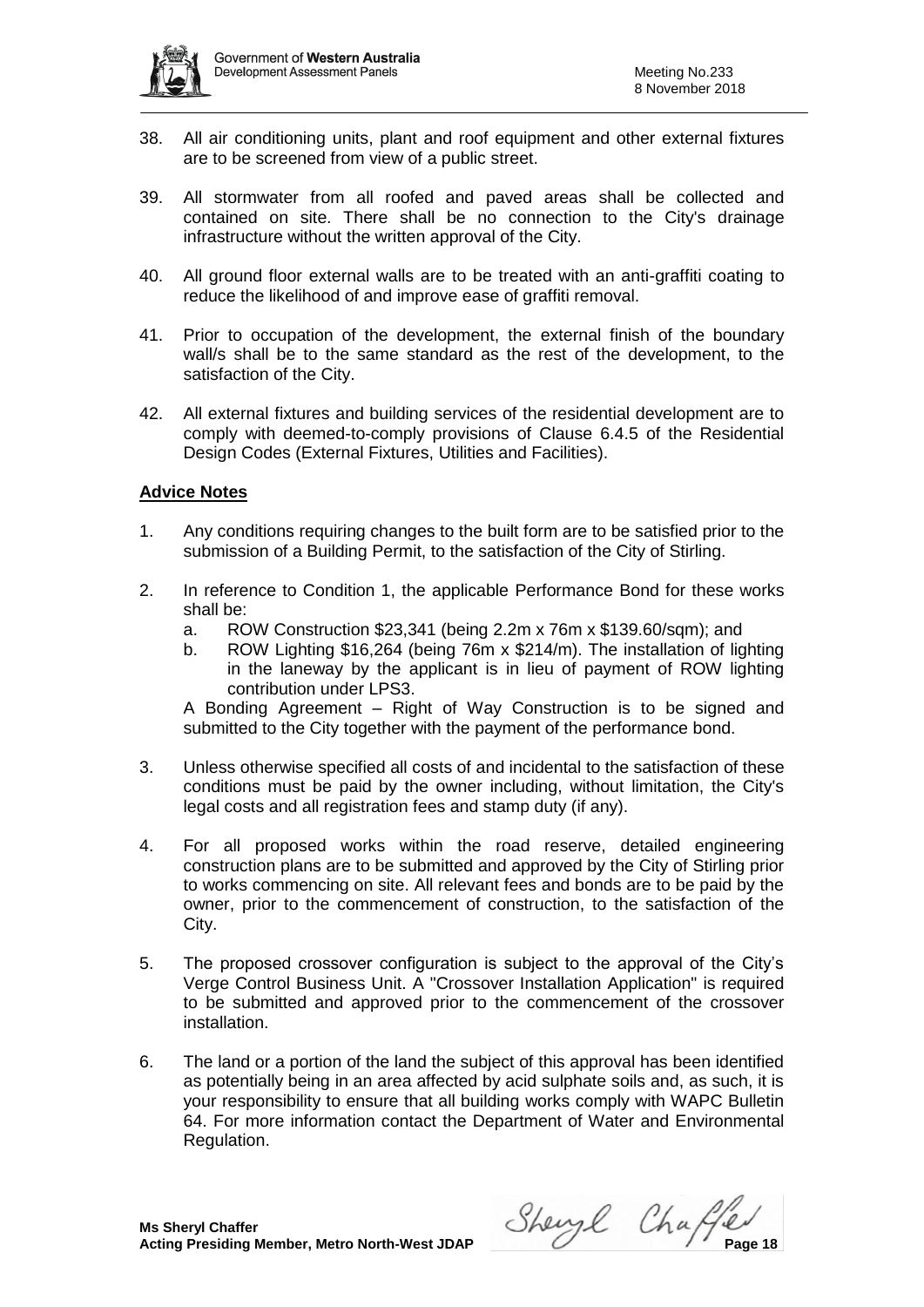38. All air conditioning units, plant and roof equipment and other external fixtures are to be screened from view of a public street.

39. All stormwater from all roofed and paved areas shall be collected and contained on site. There shall be no connection to the City's drainage infrastructure without the written approval of the City.

40. All ground floor external walls are to be treated with an anti-graffiti coating to reduce the likelihood of and improve ease of graffiti removal.

41. Prior to occupation of the development, the external finish of the boundary wall/s shall be to the same standard as the rest of the development, to the satisfaction of the City.

42. All external fixtures and building services of the residential development are to comply with deemed-to-comply provisions of Clause 6.4.5 of the Residential Design Codes (External Fixtures, Utilities and Facilities).

**Advice Notes**

1. Any conditions requiring changes to the built form are to be satisfied prior to the submission of a Building Permit, to the satisfaction of the City of Stirling.

2. In reference to Condition 1, the applicable Performance Bond for these works shall be:
   a. ROW Construction $23,341 (being 2.2m x 76m x $139.60/sqm); and
   b. ROW Lighting $16,264 (being 76m x $214/m). The installation of lighting in the laneway by the applicant is in lieu of payment of ROW lighting contribution under LPS3.

   A Bonding Agreement – Right of Way Construction is to be signed and submitted to the City together with the payment of the performance bond.

3. Unless otherwise specified all costs of and incidental to the satisfaction of these conditions must be paid by the owner including, without limitation, the City's legal costs and all registration fees and stamp duty (if any).

4. For all proposed works within the road reserve, detailed engineering construction plans are to be submitted and approved by the City of Stirling prior to works commencing on site. All relevant fees and bonds are to be paid by the owner, prior to the commencement of construction, to the satisfaction of the City.

5. The proposed crossover configuration is subject to the approval of the City's Verge Control Business Unit. A "Crossover Installation Application" is required to be submitted and approved prior to the commencement of the crossover installation.

6. The land or a portion of the land the subject of this approval has been identified as potentially being in an area affected by acid sulphate soils and, as such, it is your responsibility to ensure that all building works comply with WAPC Bulletin 64. For more information contact the Department of Water and Environmental Regulation.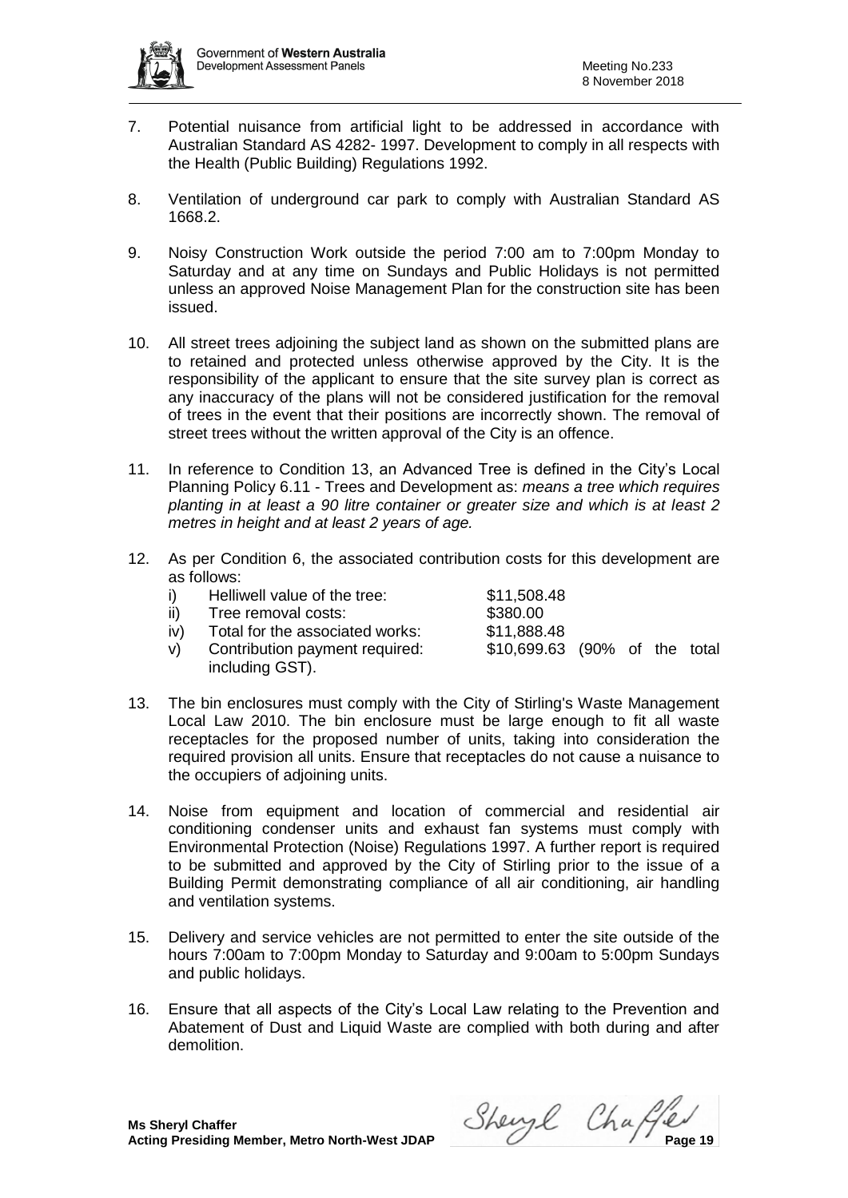7. Potential nuisance from artificial light to be addressed in accordance with Australian Standard AS 4282- 1997. Development to comply in all respects with the Health (Public Building) Regulations 1992.

8. Ventilation of underground car park to comply with Australian Standard AS 1668.2.

9. Noisy Construction Work outside the period 7:00 am to 7:00pm Monday to Saturday and at any time on Sundays and Public Holidays is not permitted unless an approved Noise Management Plan for the construction site has been issued.

10. All street trees adjoining the subject land as shown on the submitted plans are to retained and protected unless otherwise approved by the City. It is the responsibility of the applicant to ensure that the site survey plan is correct as any inaccuracy of the plans will not be considered justification for the removal of trees in the event that their positions are incorrectly shown. The removal of street trees without the written approval of the City is an offence.

11. In reference to Condition 13, an Advanced Tree is defined in the City's Local Planning Policy 6.11 - Trees and Development as: *means a tree which requires planting in at least a 90 litre container or greater size and which is at least 2 metres in height and at least 2 years of age.*

12. As per Condition 6, the associated contribution costs for this development are as follows:

    i) Helliwell value of the tree: $11,508.48
    ii) Tree removal costs: $380.00
    iv) Total for the associated works: $11,888.48
    v) Contribution payment required: $10,699.63 (90% of the total including GST).

13. The bin enclosures must comply with the City of Stirling's Waste Management Local Law 2010. The bin enclosure must be large enough to fit all waste receptacles for the proposed number of units, taking into consideration the required provision all units. Ensure that receptacles do not cause a nuisance to the occupiers of adjoining units.

14. Noise from equipment and location of commercial and residential air conditioning condenser units and exhaust fan systems must comply with Environmental Protection (Noise) Regulations 1997. A further report is required to be submitted and approved by the City of Stirling prior to the issue of a Building Permit demonstrating compliance of all air conditioning, air handling and ventilation systems.

15. Delivery and service vehicles are not permitted to enter the site outside of the hours 7:00am to 7:00pm Monday to Saturday and 9:00am to 5:00pm Sundays and public holidays.

16. Ensure that all aspects of the City's Local Law relating to the Prevention and Abatement of Dust and Liquid Waste are complied with both during and after demolition.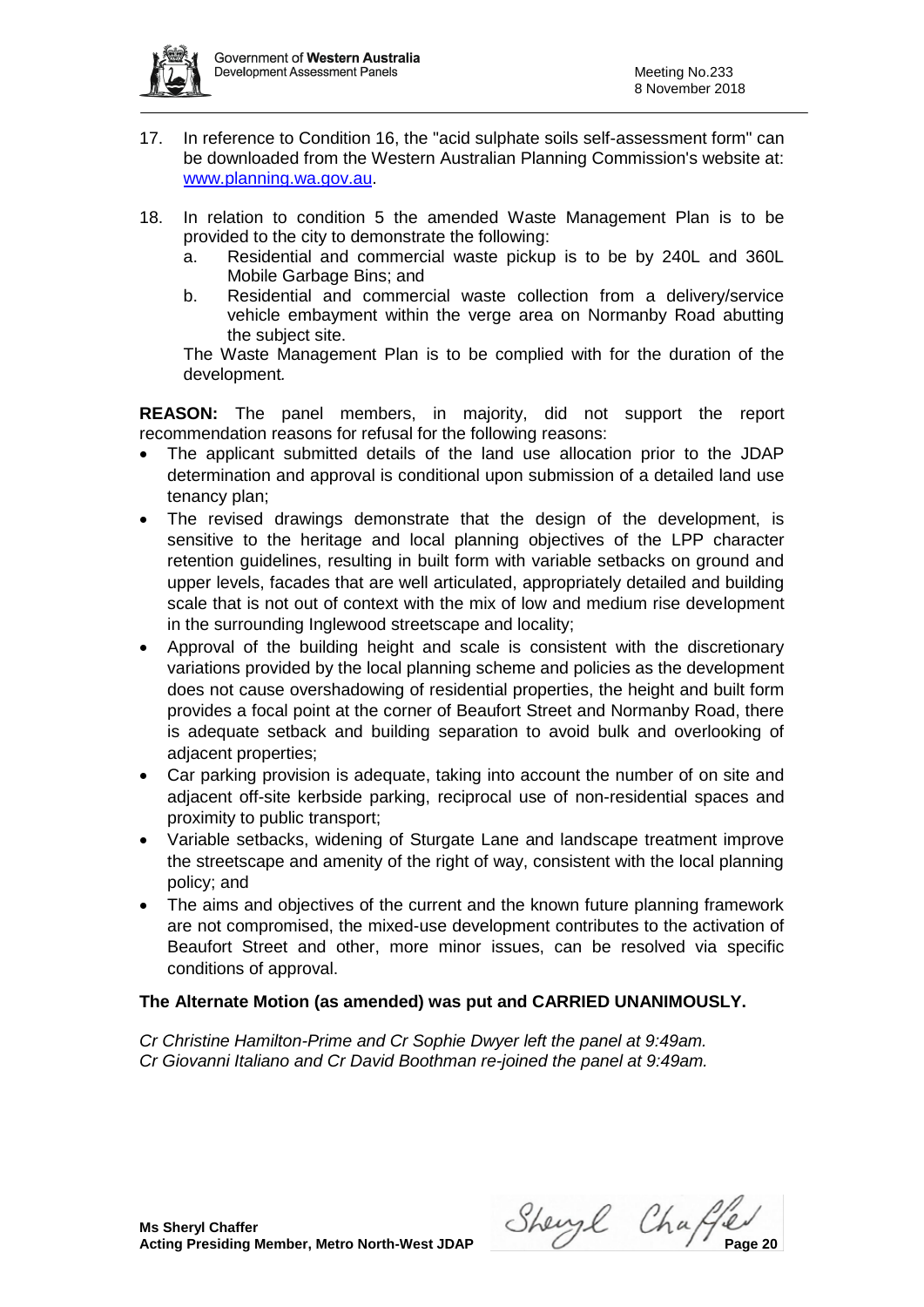17. In reference to Condition 16, the "acid sulphate soils self-assessment form" can be downloaded from the Western Australian Planning Commission's website at: www.planning.wa.gov.au.

18. In relation to condition 5 the amended Waste Management Plan is to be provided to the city to demonstrate the following:
    a. Residential and commercial waste pickup is to be by 240L and 360L Mobile Garbage Bins; and
    b. Residential and commercial waste collection from a delivery/service vehicle embayment within the verge area on Normanby Road abutting the subject site.

    The Waste Management Plan is to be complied with for the duration of the development*.*

**REASON:** The panel members, in majority, did not support the report recommendation reasons for refusal for the following reasons:

- The applicant submitted details of the land use allocation prior to the JDAP determination and approval is conditional upon submission of a detailed land use tenancy plan;
- The revised drawings demonstrate that the design of the development, is sensitive to the heritage and local planning objectives of the LPP character retention guidelines, resulting in built form with variable setbacks on ground and upper levels, facades that are well articulated, appropriately detailed and building scale that is not out of context with the mix of low and medium rise development in the surrounding Inglewood streetscape and locality;
- Approval of the building height and scale is consistent with the discretionary variations provided by the local planning scheme and policies as the development does not cause overshadowing of residential properties, the height and built form provides a focal point at the corner of Beaufort Street and Normanby Road, there is adequate setback and building separation to avoid bulk and overlooking of adjacent properties;
- Car parking provision is adequate, taking into account the number of on site and adjacent off-site kerbside parking, reciprocal use of non-residential spaces and proximity to public transport;
- Variable setbacks, widening of Sturgate Lane and landscape treatment improve the streetscape and amenity of the right of way, consistent with the local planning policy; and
- The aims and objectives of the current and the known future planning framework are not compromised, the mixed-use development contributes to the activation of Beaufort Street and other, more minor issues, can be resolved via specific conditions of approval.

**The Alternate Motion (as amended) was put and CARRIED UNANIMOUSLY.**

*Cr Christine Hamilton-Prime and Cr Sophie Dwyer left the panel at 9:49am.*
*Cr Giovanni Italiano and Cr David Boothman re-joined the panel at 9:49am.*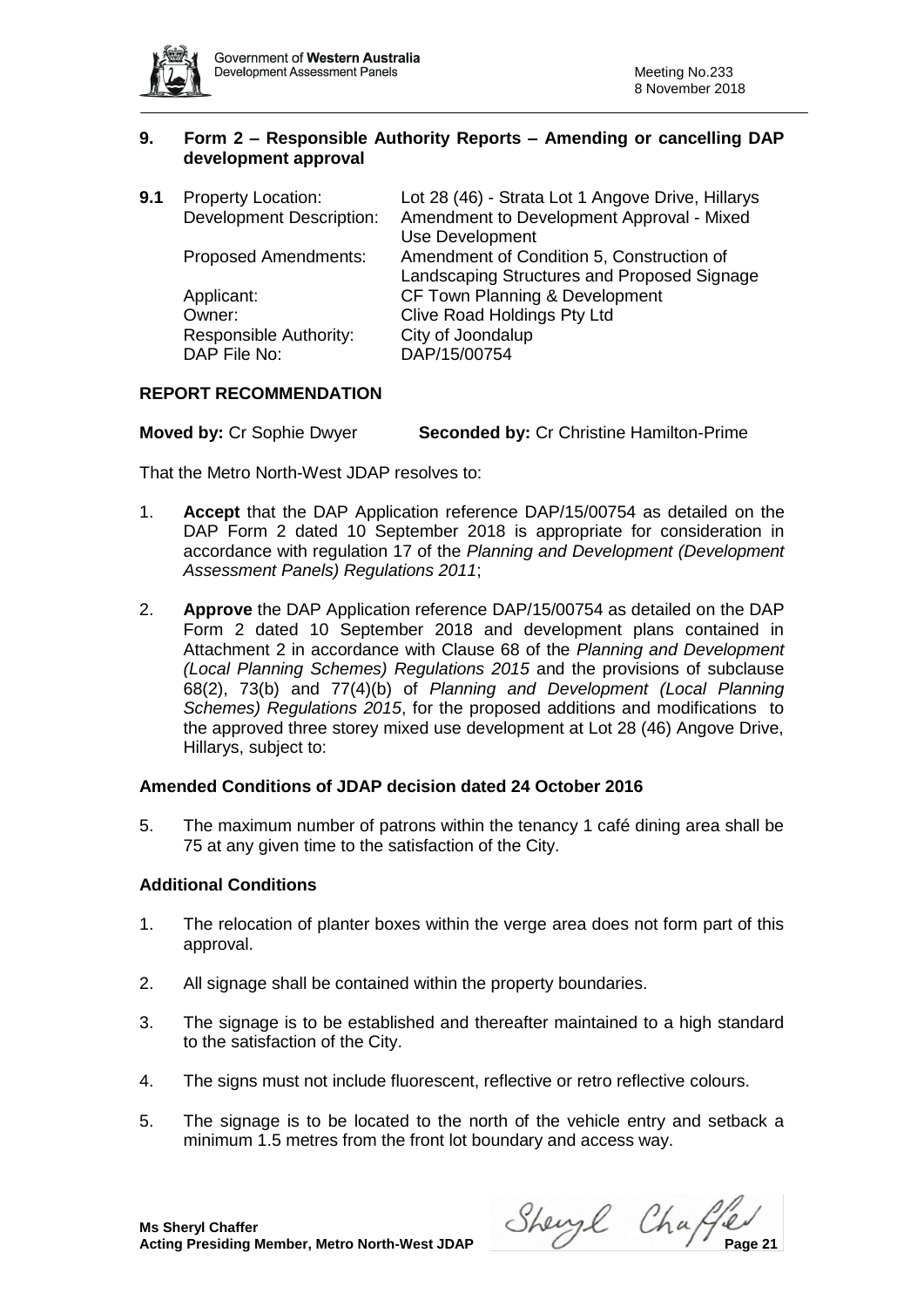## 9. Form 2 – Responsible Authority Reports – Amending or cancelling DAP development approval

**9.1** Property Location: Lot 28 (46) - Strata Lot 1 Angove Drive, Hillarys
Development Description: Amendment to Development Approval - Mixed Use Development
Proposed Amendments: Amendment of Condition 5, Construction of Landscaping Structures and Proposed Signage
Applicant: CF Town Planning & Development
Owner: Clive Road Holdings Pty Ltd
Responsible Authority: City of Joondalup
DAP File No: DAP/15/00754

### REPORT RECOMMENDATION

**Moved by:** Cr Sophie Dwyer **Seconded by:** Cr Christine Hamilton-Prime

That the Metro North-West JDAP resolves to:

1. **Accept** that the DAP Application reference DAP/15/00754 as detailed on the DAP Form 2 dated 10 September 2018 is appropriate for consideration in accordance with regulation 17 of the *Planning and Development (Development Assessment Panels) Regulations 2011*;

2. **Approve** the DAP Application reference DAP/15/00754 as detailed on the DAP Form 2 dated 10 September 2018 and development plans contained in Attachment 2 in accordance with Clause 68 of the *Planning and Development (Local Planning Schemes) Regulations 2015* and the provisions of subclause 68(2), 73(b) and 77(4)(b) of *Planning and Development (Local Planning Schemes) Regulations 2015*, for the proposed additions and modifications to the approved three storey mixed use development at Lot 28 (46) Angove Drive, Hillarys, subject to:

**Amended Conditions of JDAP decision dated 24 October 2016**

5. The maximum number of patrons within the tenancy 1 café dining area shall be 75 at any given time to the satisfaction of the City.

**Additional Conditions**

1. The relocation of planter boxes within the verge area does not form part of this approval.

2. All signage shall be contained within the property boundaries.

3. The signage is to be established and thereafter maintained to a high standard to the satisfaction of the City.

4. The signs must not include fluorescent, reflective or retro reflective colours.

5. The signage is to be located to the north of the vehicle entry and setback a minimum 1.5 metres from the front lot boundary and access way.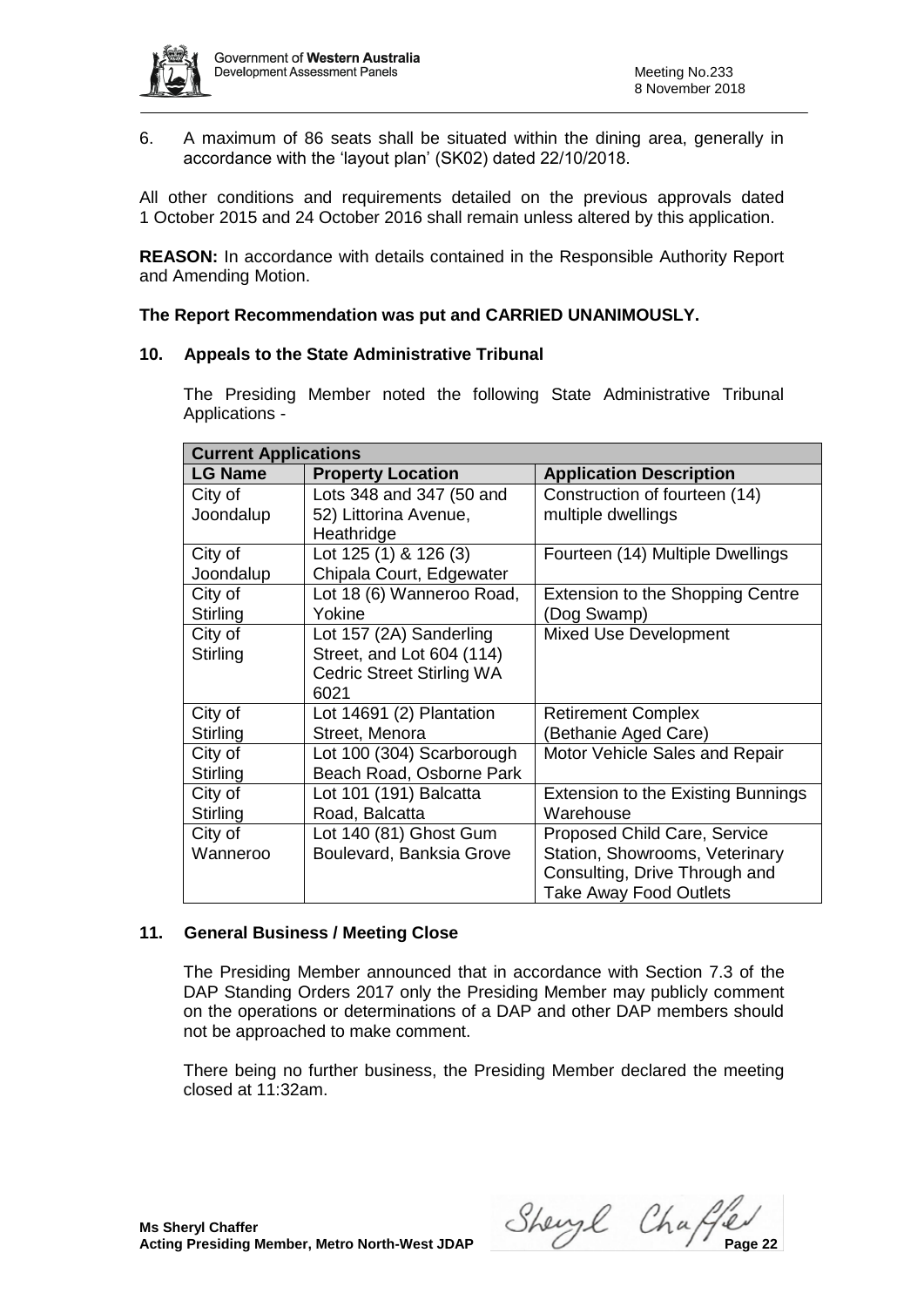6. A maximum of 86 seats shall be situated within the dining area, generally in accordance with the 'layout plan' (SK02) dated 22/10/2018.

All other conditions and requirements detailed on the previous approvals dated 1 October 2015 and 24 October 2016 shall remain unless altered by this application.

**REASON:** In accordance with details contained in the Responsible Authority Report and Amending Motion.

**The Report Recommendation was put and CARRIED UNANIMOUSLY.**

## 10. Appeals to the State Administrative Tribunal

The Presiding Member noted the following State Administrative Tribunal Applications -

| **Current Applications** | | |
|---|---|---|
| **LG Name** | **Property Location** | **Application Description** |
| City of Joondalup | Lots 348 and 347 (50 and 52) Littorina Avenue, Heathridge | Construction of fourteen (14) multiple dwellings |
| City of Joondalup | Lot 125 (1) & 126 (3) Chipala Court, Edgewater | Fourteen (14) Multiple Dwellings |
| City of Stirling | Lot 18 (6) Wanneroo Road, Yokine | Extension to the Shopping Centre (Dog Swamp) |
| City of Stirling | Lot 157 (2A) Sanderling Street, and Lot 604 (114) Cedric Street Stirling WA 6021 | Mixed Use Development |
| City of Stirling | Lot 14691 (2) Plantation Street, Menora | Retirement Complex (Bethanie Aged Care) |
| City of Stirling | Lot 100 (304) Scarborough Beach Road, Osborne Park | Motor Vehicle Sales and Repair |
| City of Stirling | Lot 101 (191) Balcatta Road, Balcatta | Extension to the Existing Bunnings Warehouse |
| City of Wanneroo | Lot 140 (81) Ghost Gum Boulevard, Banksia Grove | Proposed Child Care, Service Station, Showrooms, Veterinary Consulting, Drive Through and Take Away Food Outlets |

## 11. General Business / Meeting Close

The Presiding Member announced that in accordance with Section 7.3 of the DAP Standing Orders 2017 only the Presiding Member may publicly comment on the operations or determinations of a DAP and other DAP members should not be approached to make comment.

There being no further business, the Presiding Member declared the meeting closed at 11:32am.

**Ms Sheryl Chaffer**
**Acting Presiding Member, Metro North-West JDAP**